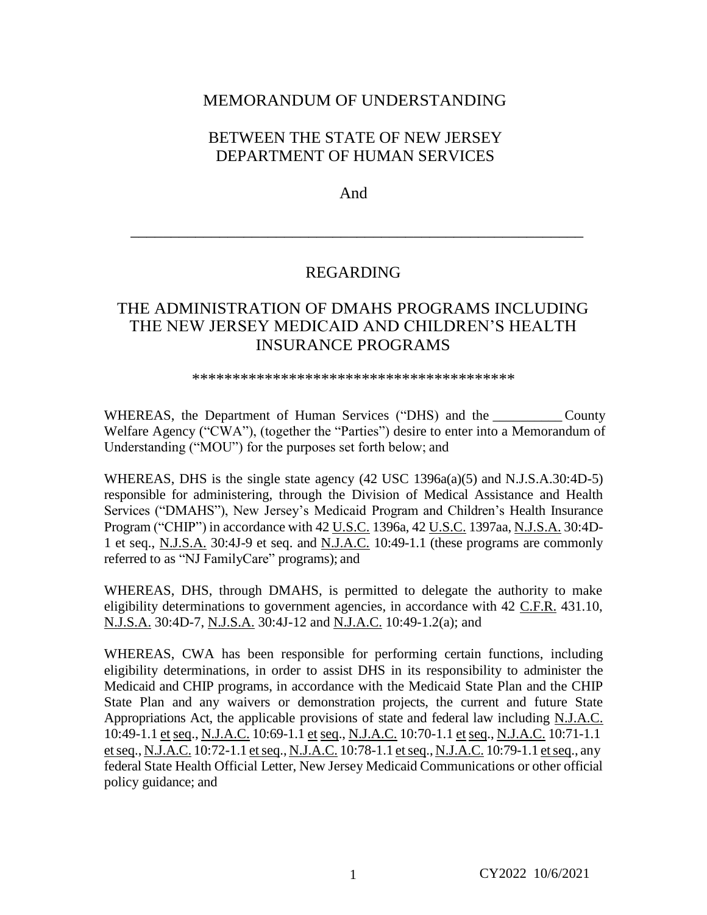# MEMORANDUM OF UNDERSTANDING

## BETWEEN THE STATE OF NEW JERSEY DEPARTMENT OF HUMAN SERVICES

And

\_\_\_\_\_\_\_\_\_\_\_\_\_\_\_\_\_\_\_\_\_\_\_\_\_\_\_\_\_\_\_\_\_\_\_\_\_\_\_\_\_\_\_\_\_\_\_\_\_\_\_\_\_\_\_\_\_\_

## REGARDING

## THE ADMINISTRATION OF DMAHS PROGRAMS INCLUDING THE NEW JERSEY MEDICAID AND CHILDREN'S HEALTH INSURANCE PROGRAMS

\*\*\*\*\*\*\*\*\*\*\*\*\*\*\*\*\*\*\*\*\*\*\*\*\*\*\*\*\*\*\*\*\*\*\*\*\*\*\*\*

WHEREAS, the Department of Human Services ("DHS) and the \_\_\_\_\_\_\_\_\_\_ County Welfare Agency ("CWA"), (together the "Parties") desire to enter into a Memorandum of Understanding ("MOU") for the purposes set forth below; and

WHEREAS, DHS is the single state agency (42 USC 1396a(a)(5) and N.J.S.A.30:4D-5) responsible for administering, through the Division of Medical Assistance and Health Services ("DMAHS"), New Jersey's Medicaid Program and Children's Health Insurance Program ("CHIP") in accordance with 42 U.S.C. 1396a, 42 U.S.C. 1397aa, N.J.S.A. 30:4D-1 et seq., N.J.S.A. 30:4J-9 et seq. and N.J.A.C. 10:49-1.1 (these programs are commonly referred to as "NJ FamilyCare" programs); and

WHEREAS, DHS, through DMAHS, is permitted to delegate the authority to make eligibility determinations to government agencies, in accordance with 42 C.F.R. 431.10, N.J.S.A. 30:4D-7, N.J.S.A. 30:4J-12 and N.J.A.C. 10:49-1.2(a); and

WHEREAS, CWA has been responsible for performing certain functions, including eligibility determinations, in order to assist DHS in its responsibility to administer the Medicaid and CHIP programs, in accordance with the Medicaid State Plan and the CHIP State Plan and any waivers or demonstration projects, the current and future State Appropriations Act, the applicable provisions of state and federal law including N.J.A.C. 10:49-1.1 et seq., N.J.A.C. 10:69-1.1 et seq., N.J.A.C. 10:70-1.1 et seq., N.J.A.C. 10:71-1.1 et seq., N.J.A.C. 10:72-1.1 et seq., N.J.A.C. 10:78-1.1 et seq., N.J.A.C. 10:79-1.1 et seq., any federal State Health Official Letter, New Jersey Medicaid Communications or other official policy guidance; and

CY2022 10/6/2021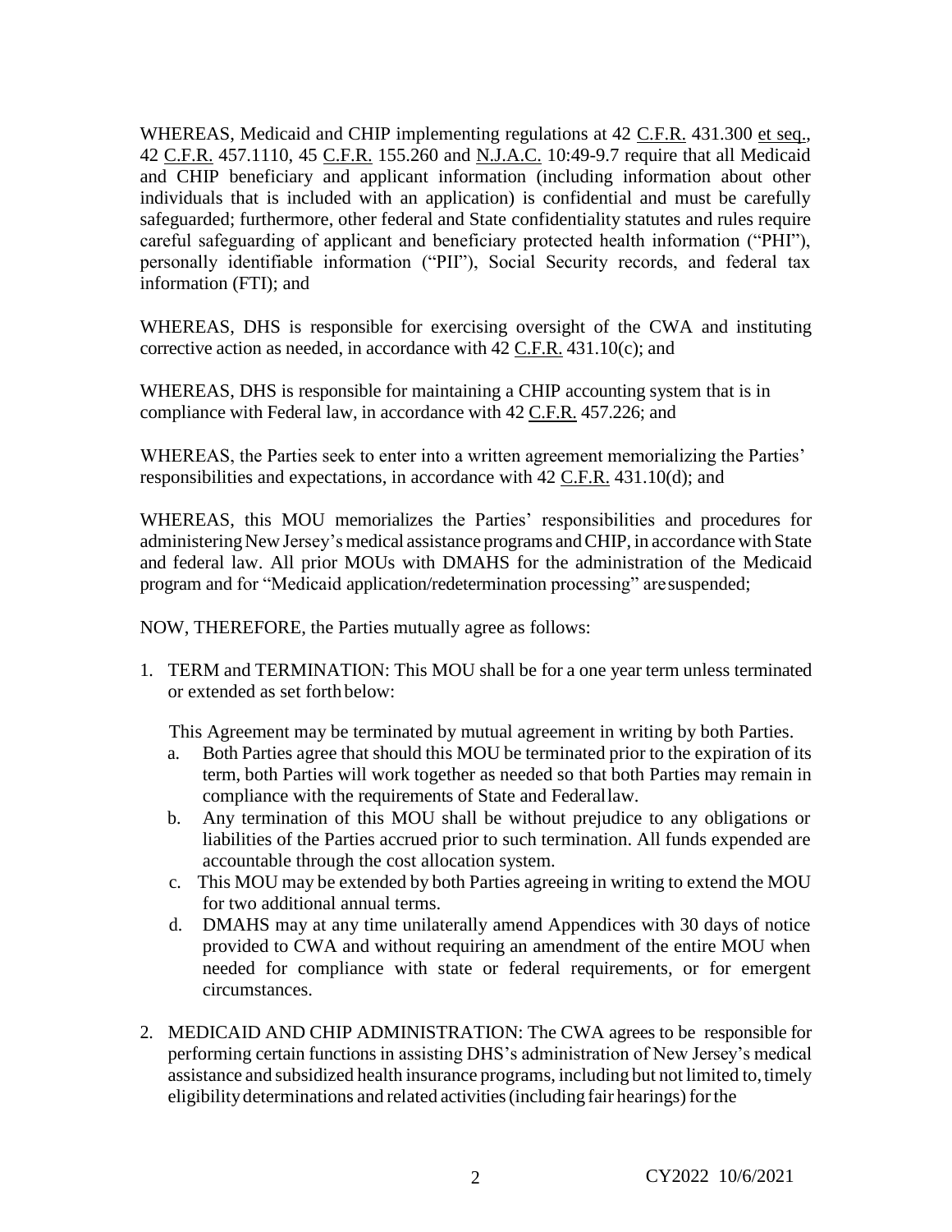WHEREAS, Medicaid and CHIP implementing regulations at 42 C.F.R. 431.300 et seq., 42 C.F.R. 457.1110, 45 C.F.R. 155.260 and N.J.A.C. 10:49-9.7 require that all Medicaid and CHIP beneficiary and applicant information (including information about other individuals that is included with an application) is confidential and must be carefully safeguarded; furthermore, other federal and State confidentiality statutes and rules require careful safeguarding of applicant and beneficiary protected health information ("PHI"), personally identifiable information ("PII"), Social Security records, and federal tax information (FTI); and

WHEREAS, DHS is responsible for exercising oversight of the CWA and instituting corrective action as needed, in accordance with 42 C.F.R. 431.10(c); and

WHEREAS, DHS is responsible for maintaining a CHIP accounting system that is in compliance with Federal law, in accordance with 42 C.F.R. 457.226; and

WHEREAS, the Parties seek to enter into a written agreement memorializing the Parties' responsibilities and expectations, in accordance with 42 C.F.R. 431.10(d); and

WHEREAS, this MOU memorializes the Parties' responsibilities and procedures for administering New Jersey's medical assistance programs and CHIP, in accordance with State and federal law. All prior MOUs with DMAHS for the administration of the Medicaid program and for "Medicaid application/redetermination processing" are suspended;

NOW, THEREFORE, the Parties mutually agree as follows:

1. TERM and TERMINATION: This MOU shall be for a one year term unless terminated or extended as set forth below:

   This Agreement may be terminated by mutual agreement in writing by both Parties.

   a. Both Parties agree that should this MOU be terminated prior to the expiration of its term, both Parties will work together as needed so that both Parties may remain in compliance with the requirements of State and Federal law.
   b. Any termination of this MOU shall be without prejudice to any obligations or liabilities of the Parties accrued prior to such termination. All funds expended are accountable through the cost allocation system.
   c. This MOU may be extended by both Parties agreeing in writing to extend the MOU for two additional annual terms.
   d. DMAHS may at any time unilaterally amend Appendices with 30 days of notice provided to CWA and without requiring an amendment of the entire MOU when needed for compliance with state or federal requirements, or for emergent circumstances.

2. MEDICAID AND CHIP ADMINISTRATION: The CWA agrees to be responsible for performing certain functions in assisting DHS's administration of New Jersey's medical assistance and subsidized health insurance programs, including but not limited to, timely eligibility determinations and related activities (including fair hearings) for the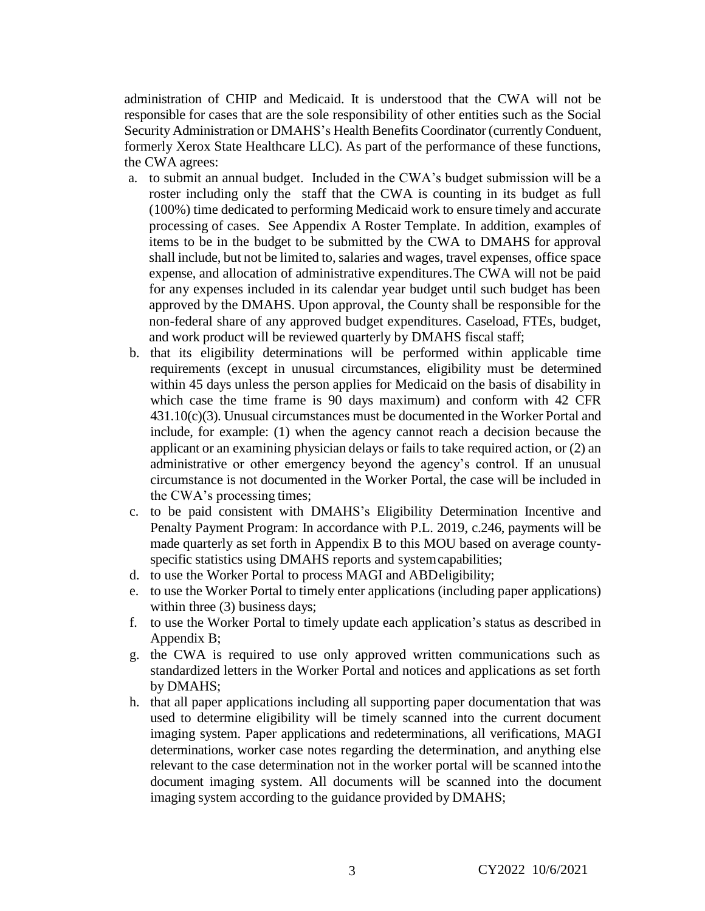administration of CHIP and Medicaid. It is understood that the CWA will not be responsible for cases that are the sole responsibility of other entities such as the Social Security Administration or DMAHS's Health Benefits Coordinator (currently Conduent, formerly Xerox State Healthcare LLC). As part of the performance of these functions, the CWA agrees:

a. to submit an annual budget. Included in the CWA's budget submission will be a roster including only the staff that the CWA is counting in its budget as full (100%) time dedicated to performing Medicaid work to ensure timely and accurate processing of cases. See Appendix A Roster Template. In addition, examples of items to be in the budget to be submitted by the CWA to DMAHS for approval shall include, but not be limited to, salaries and wages, travel expenses, office space expense, and allocation of administrative expenditures. The CWA will not be paid for any expenses included in its calendar year budget until such budget has been approved by the DMAHS. Upon approval, the County shall be responsible for the non-federal share of any approved budget expenditures. Caseload, FTEs, budget, and work product will be reviewed quarterly by DMAHS fiscal staff;
b. that its eligibility determinations will be performed within applicable time requirements (except in unusual circumstances, eligibility must be determined within 45 days unless the person applies for Medicaid on the basis of disability in which case the time frame is 90 days maximum) and conform with 42 CFR 431.10(c)(3). Unusual circumstances must be documented in the Worker Portal and include, for example: (1) when the agency cannot reach a decision because the applicant or an examining physician delays or fails to take required action, or (2) an administrative or other emergency beyond the agency's control. If an unusual circumstance is not documented in the Worker Portal, the case will be included in the CWA's processing times;
c. to be paid consistent with DMAHS's Eligibility Determination Incentive and Penalty Payment Program: In accordance with P.L. 2019, c.246, payments will be made quarterly as set forth in Appendix B to this MOU based on average county-specific statistics using DMAHS reports and system capabilities;
d. to use the Worker Portal to process MAGI and ABD eligibility;
e. to use the Worker Portal to timely enter applications (including paper applications) within three (3) business days;
f. to use the Worker Portal to timely update each application's status as described in Appendix B;
g. the CWA is required to use only approved written communications such as standardized letters in the Worker Portal and notices and applications as set forth by DMAHS;
h. that all paper applications including all supporting paper documentation that was used to determine eligibility will be timely scanned into the current document imaging system. Paper applications and redeterminations, all verifications, MAGI determinations, worker case notes regarding the determination, and anything else relevant to the case determination not in the worker portal will be scanned into the document imaging system. All documents will be scanned into the document imaging system according to the guidance provided by DMAHS;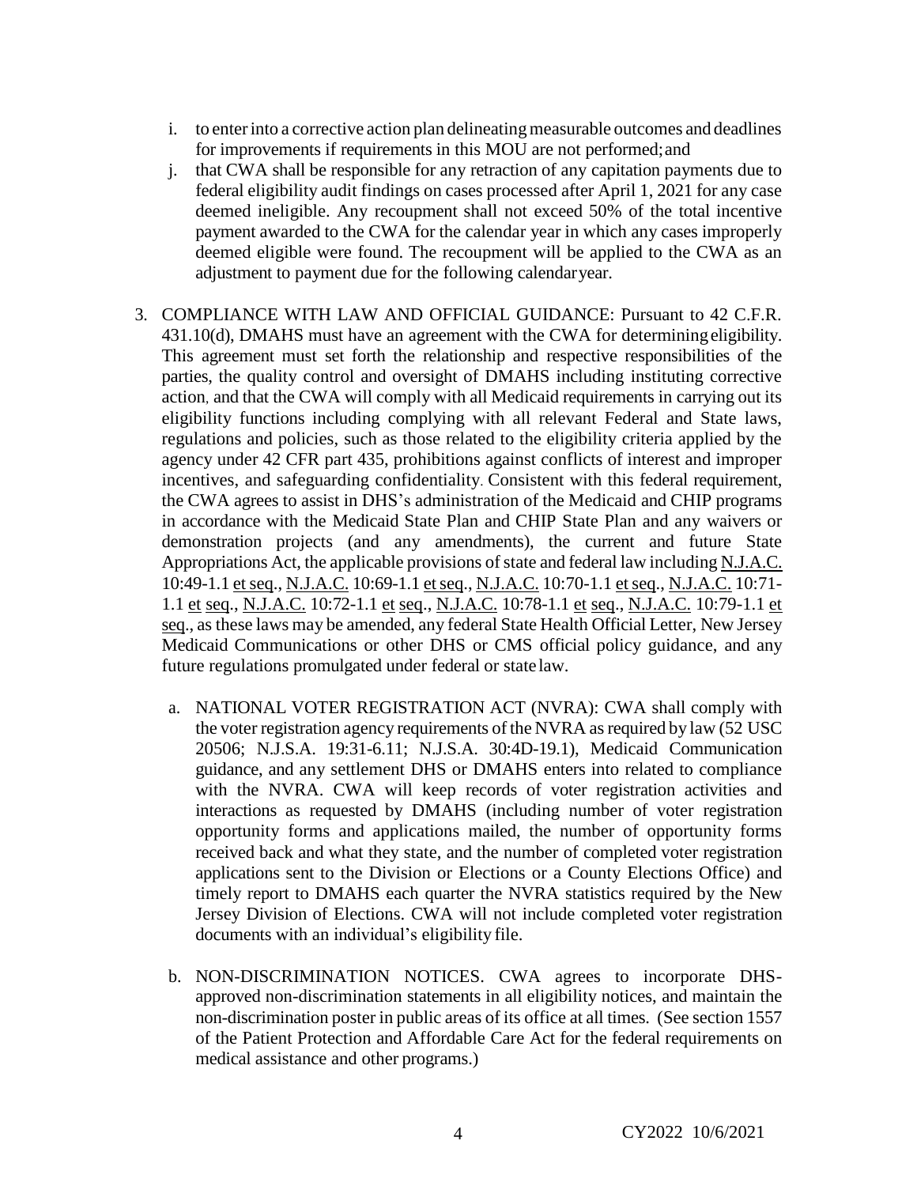i. to enter into a corrective action plan delineating measurable outcomes and deadlines for improvements if requirements in this MOU are not performed; and

j. that CWA shall be responsible for any retraction of any capitation payments due to federal eligibility audit findings on cases processed after April 1, 2021 for any case deemed ineligible. Any recoupment shall not exceed 50% of the total incentive payment awarded to the CWA for the calendar year in which any cases improperly deemed eligible were found. The recoupment will be applied to the CWA as an adjustment to payment due for the following calendar year.

3. COMPLIANCE WITH LAW AND OFFICIAL GUIDANCE: Pursuant to 42 C.F.R. 431.10(d), DMAHS must have an agreement with the CWA for determining eligibility. This agreement must set forth the relationship and respective responsibilities of the parties, the quality control and oversight of DMAHS including instituting corrective action, and that the CWA will comply with all Medicaid requirements in carrying out its eligibility functions including complying with all relevant Federal and State laws, regulations and policies, such as those related to the eligibility criteria applied by the agency under 42 CFR part 435, prohibitions against conflicts of interest and improper incentives, and safeguarding confidentiality. Consistent with this federal requirement, the CWA agrees to assist in DHS's administration of the Medicaid and CHIP programs in accordance with the Medicaid State Plan and CHIP State Plan and any waivers or demonstration projects (and any amendments), the current and future State Appropriations Act, the applicable provisions of state and federal law including N.J.A.C. 10:49-1.1 et seq., N.J.A.C. 10:69-1.1 et seq., N.J.A.C. 10:70-1.1 et seq., N.J.A.C. 10:71-1.1 et seq., N.J.A.C. 10:72-1.1 et seq., N.J.A.C. 10:78-1.1 et seq., N.J.A.C. 10:79-1.1 et seq., as these laws may be amended, any federal State Health Official Letter, New Jersey Medicaid Communications or other DHS or CMS official policy guidance, and any future regulations promulgated under federal or state law.

   a. NATIONAL VOTER REGISTRATION ACT (NVRA): CWA shall comply with the voter registration agency requirements of the NVRA as required by law (52 USC 20506; N.J.S.A. 19:31-6.11; N.J.S.A. 30:4D-19.1), Medicaid Communication guidance, and any settlement DHS or DMAHS enters into related to compliance with the NVRA. CWA will keep records of voter registration activities and interactions as requested by DMAHS (including number of voter registration opportunity forms and applications mailed, the number of opportunity forms received back and what they state, and the number of completed voter registration applications sent to the Division or Elections or a County Elections Office) and timely report to DMAHS each quarter the NVRA statistics required by the New Jersey Division of Elections. CWA will not include completed voter registration documents with an individual's eligibility file.

   b. NON-DISCRIMINATION NOTICES. CWA agrees to incorporate DHS-approved non-discrimination statements in all eligibility notices, and maintain the non-discrimination poster in public areas of its office at all times. (See section 1557 of the Patient Protection and Affordable Care Act for the federal requirements on medical assistance and other programs.)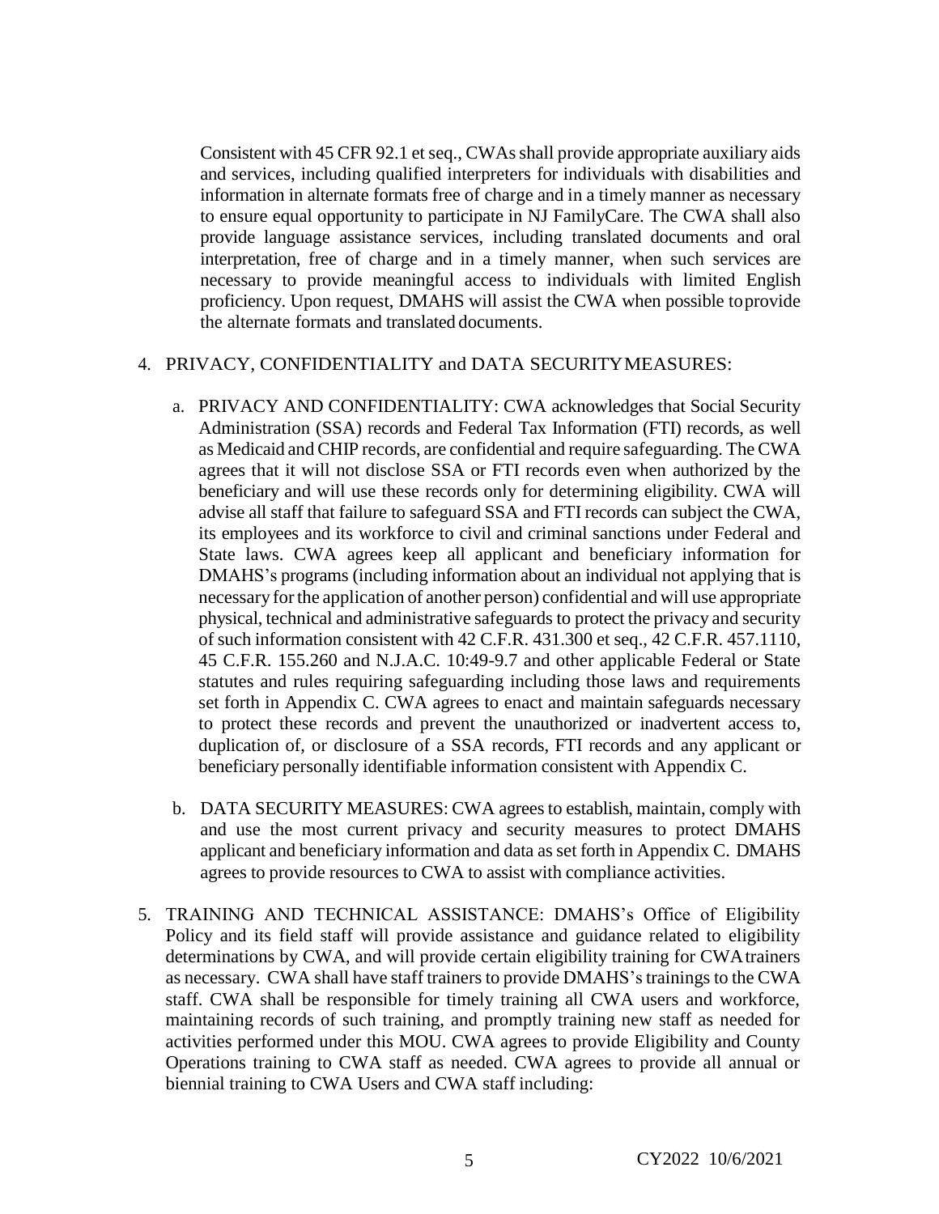Consistent with 45 CFR 92.1 et seq., CWAs shall provide appropriate auxiliary aids and services, including qualified interpreters for individuals with disabilities and information in alternate formats free of charge and in a timely manner as necessary to ensure equal opportunity to participate in NJ FamilyCare. The CWA shall also provide language assistance services, including translated documents and oral interpretation, free of charge and in a timely manner, when such services are necessary to provide meaningful access to individuals with limited English proficiency. Upon request, DMAHS will assist the CWA when possible to provide the alternate formats and translated documents.

4. PRIVACY, CONFIDENTIALITY and DATA SECURITY MEASURES:

   a. PRIVACY AND CONFIDENTIALITY: CWA acknowledges that Social Security Administration (SSA) records and Federal Tax Information (FTI) records, as well as Medicaid and CHIP records, are confidential and require safeguarding. The CWA agrees that it will not disclose SSA or FTI records even when authorized by the beneficiary and will use these records only for determining eligibility. CWA will advise all staff that failure to safeguard SSA and FTI records can subject the CWA, its employees and its workforce to civil and criminal sanctions under Federal and State laws. CWA agrees keep all applicant and beneficiary information for DMAHS's programs (including information about an individual not applying that is necessary for the application of another person) confidential and will use appropriate physical, technical and administrative safeguards to protect the privacy and security of such information consistent with 42 C.F.R. 431.300 et seq., 42 C.F.R. 457.1110, 45 C.F.R. 155.260 and N.J.A.C. 10:49-9.7 and other applicable Federal or State statutes and rules requiring safeguarding including those laws and requirements set forth in Appendix C. CWA agrees to enact and maintain safeguards necessary to protect these records and prevent the unauthorized or inadvertent access to, duplication of, or disclosure of a SSA records, FTI records and any applicant or beneficiary personally identifiable information consistent with Appendix C.

   b. DATA SECURITY MEASURES: CWA agrees to establish, maintain, comply with and use the most current privacy and security measures to protect DMAHS applicant and beneficiary information and data as set forth in Appendix C. DMAHS agrees to provide resources to CWA to assist with compliance activities.

5. TRAINING AND TECHNICAL ASSISTANCE: DMAHS's Office of Eligibility Policy and its field staff will provide assistance and guidance related to eligibility determinations by CWA, and will provide certain eligibility training for CWA trainers as necessary. CWA shall have staff trainers to provide DMAHS's trainings to the CWA staff. CWA shall be responsible for timely training all CWA users and workforce, maintaining records of such training, and promptly training new staff as needed for activities performed under this MOU. CWA agrees to provide Eligibility and County Operations training to CWA staff as needed. CWA agrees to provide all annual or biennial training to CWA Users and CWA staff including: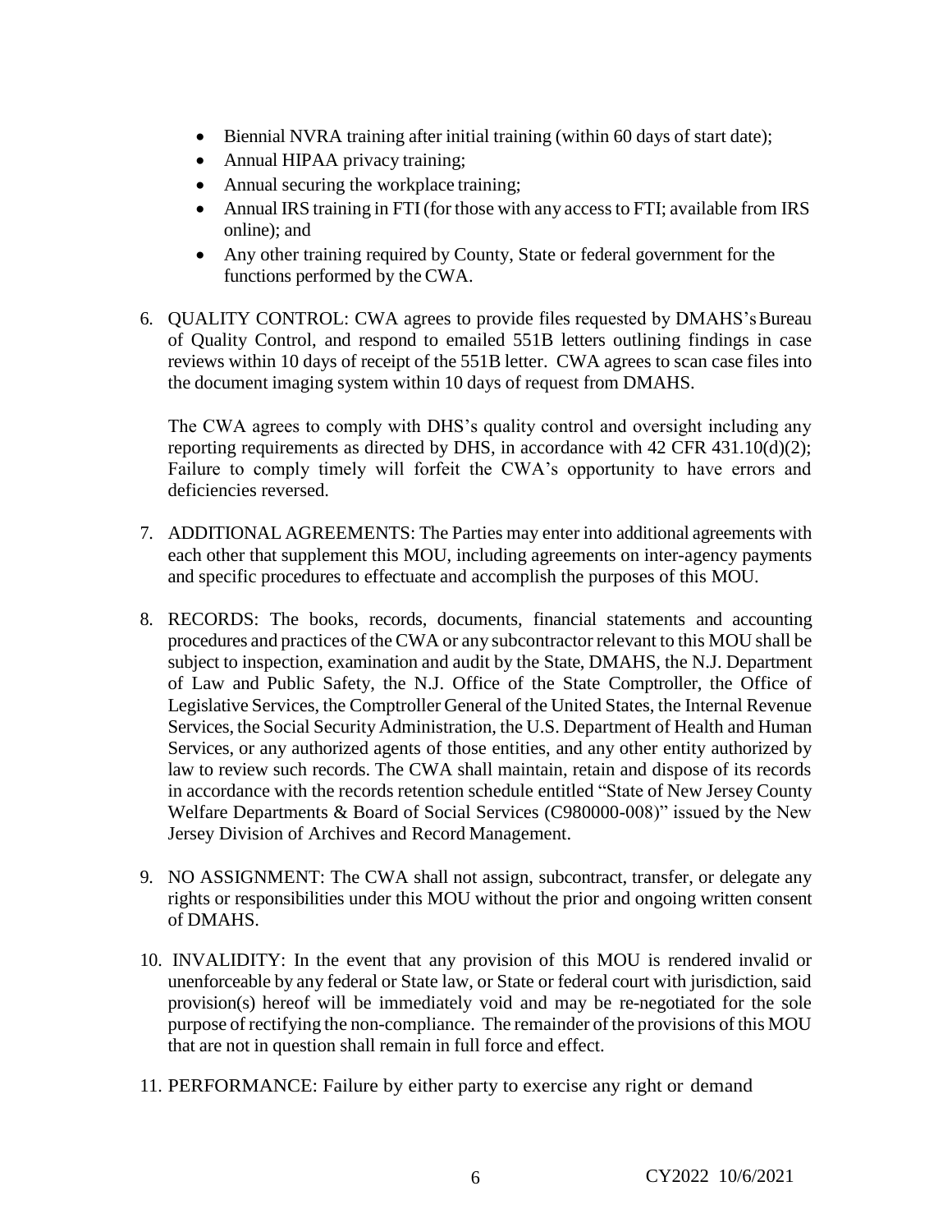- Biennial NVRA training after initial training (within 60 days of start date);
- Annual HIPAA privacy training;
- Annual securing the workplace training;
- Annual IRS training in FTI (for those with any access to FTI; available from IRS online); and
- Any other training required by County, State or federal government for the functions performed by the CWA.

6. QUALITY CONTROL: CWA agrees to provide files requested by DMAHS's Bureau of Quality Control, and respond to emailed 551B letters outlining findings in case reviews within 10 days of receipt of the 551B letter. CWA agrees to scan case files into the document imaging system within 10 days of request from DMAHS.

   The CWA agrees to comply with DHS's quality control and oversight including any reporting requirements as directed by DHS, in accordance with 42 CFR 431.10(d)(2); Failure to comply timely will forfeit the CWA's opportunity to have errors and deficiencies reversed.

7. ADDITIONAL AGREEMENTS: The Parties may enter into additional agreements with each other that supplement this MOU, including agreements on inter-agency payments and specific procedures to effectuate and accomplish the purposes of this MOU.

8. RECORDS: The books, records, documents, financial statements and accounting procedures and practices of the CWA or any subcontractor relevant to this MOU shall be subject to inspection, examination and audit by the State, DMAHS, the N.J. Department of Law and Public Safety, the N.J. Office of the State Comptroller, the Office of Legislative Services, the Comptroller General of the United States, the Internal Revenue Services, the Social Security Administration, the U.S. Department of Health and Human Services, or any authorized agents of those entities, and any other entity authorized by law to review such records. The CWA shall maintain, retain and dispose of its records in accordance with the records retention schedule entitled "State of New Jersey County Welfare Departments & Board of Social Services (C980000-008)" issued by the New Jersey Division of Archives and Record Management.

9. NO ASSIGNMENT: The CWA shall not assign, subcontract, transfer, or delegate any rights or responsibilities under this MOU without the prior and ongoing written consent of DMAHS.

10. INVALIDITY: In the event that any provision of this MOU is rendered invalid or unenforceable by any federal or State law, or State or federal court with jurisdiction, said provision(s) hereof will be immediately void and may be re-negotiated for the sole purpose of rectifying the non-compliance. The remainder of the provisions of this MOU that are not in question shall remain in full force and effect.

11. PERFORMANCE: Failure by either party to exercise any right or demand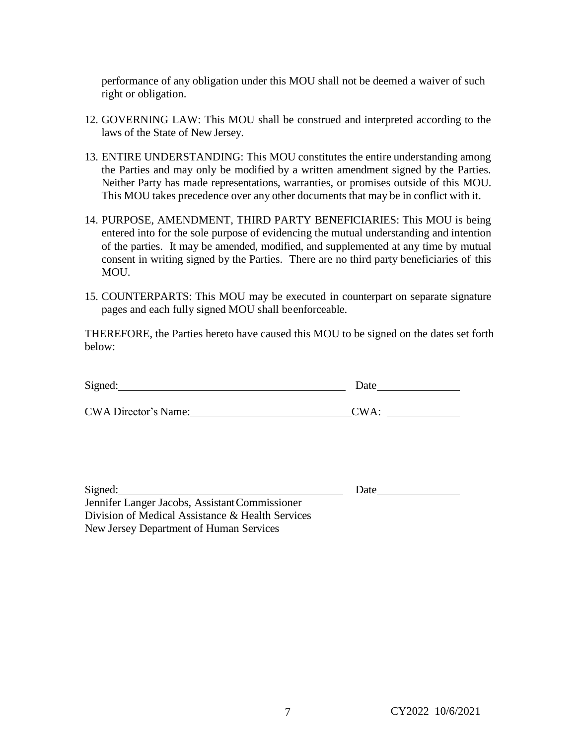performance of any obligation under this MOU shall not be deemed a waiver of such right or obligation.

12. GOVERNING LAW: This MOU shall be construed and interpreted according to the laws of the State of New Jersey.

13. ENTIRE UNDERSTANDING: This MOU constitutes the entire understanding among the Parties and may only be modified by a written amendment signed by the Parties. Neither Party has made representations, warranties, or promises outside of this MOU. This MOU takes precedence over any other documents that may be in conflict with it.

14. PURPOSE, AMENDMENT, THIRD PARTY BENEFICIARIES: This MOU is being entered into for the sole purpose of evidencing the mutual understanding and intention of the parties. It may be amended, modified, and supplemented at any time by mutual consent in writing signed by the Parties. There are no third party beneficiaries of this MOU.

15. COUNTERPARTS: This MOU may be executed in counterpart on separate signature pages and each fully signed MOU shall be enforceable.

THEREFORE, the Parties hereto have caused this MOU to be signed on the dates set forth below:

Signed:\_\_\_\_\_\_\_\_\_\_\_\_\_\_\_\_\_\_\_\_\_\_\_\_\_\_\_\_\_\_\_\_\_\_\_\_\_\_\_\_ Date\_\_\_\_\_\_\_\_\_\_\_\_\_\_\_

CWA Director's Name:\_\_\_\_\_\_\_\_\_\_\_\_\_\_\_\_\_\_\_\_\_\_\_\_\_\_\_\_\_\_CWA: \_\_\_\_\_\_\_\_\_\_\_\_\_

Signed:\_\_\_\_\_\_\_\_\_\_\_\_\_\_\_\_\_\_\_\_\_\_\_\_\_\_\_\_\_\_\_\_\_\_\_\_\_\_\_\_ Date\_\_\_\_\_\_\_\_\_\_\_\_\_\_\_

Jennifer Langer Jacobs, Assistant Commissioner
Division of Medical Assistance & Health Services
New Jersey Department of Human Services

CY2022 10/6/2021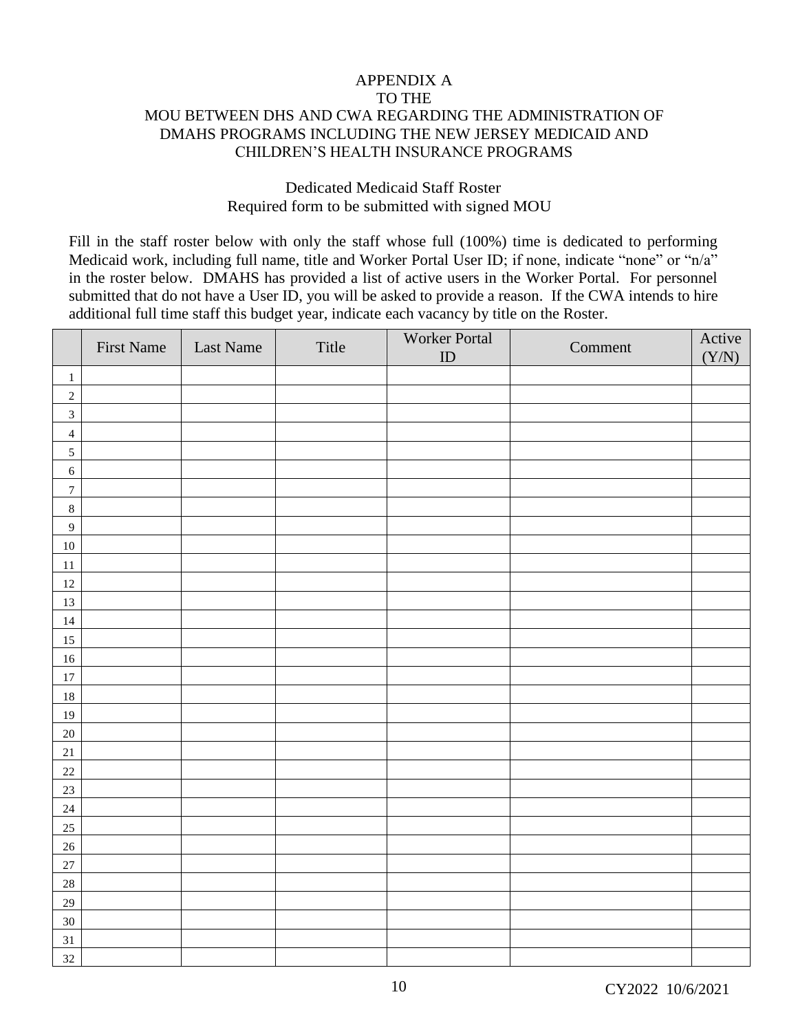APPENDIX A
TO THE
MOU BETWEEN DHS AND CWA REGARDING THE ADMINISTRATION OF DMAHS PROGRAMS INCLUDING THE NEW JERSEY MEDICAID AND CHILDREN'S HEALTH INSURANCE PROGRAMS

Dedicated Medicaid Staff Roster
Required form to be submitted with signed MOU

Fill in the staff roster below with only the staff whose full (100%) time is dedicated to performing Medicaid work, including full name, title and Worker Portal User ID; if none, indicate "none" or "n/a" in the roster below. DMAHS has provided a list of active users in the Worker Portal. For personnel submitted that do not have a User ID, you will be asked to provide a reason. If the CWA intends to hire additional full time staff this budget year, indicate each vacancy by title on the Roster.

| | First Name | Last Name | Title | Worker Portal ID | Comment | Active (Y/N) |
|---|---|---|---|---|---|---|
| 1 | | | | | | |
| 2 | | | | | | |
| 3 | | | | | | |
| 4 | | | | | | |
| 5 | | | | | | |
| 6 | | | | | | |
| 7 | | | | | | |
| 8 | | | | | | |
| 9 | | | | | | |
| 10 | | | | | | |
| 11 | | | | | | |
| 12 | | | | | | |
| 13 | | | | | | |
| 14 | | | | | | |
| 15 | | | | | | |
| 16 | | | | | | |
| 17 | | | | | | |
| 18 | | | | | | |
| 19 | | | | | | |
| 20 | | | | | | |
| 21 | | | | | | |
| 22 | | | | | | |
| 23 | | | | | | |
| 24 | | | | | | |
| 25 | | | | | | |
| 26 | | | | | | |
| 27 | | | | | | |
| 28 | | | | | | |
| 29 | | | | | | |
| 30 | | | | | | |
| 31 | | | | | | |
| 32 | | | | | | |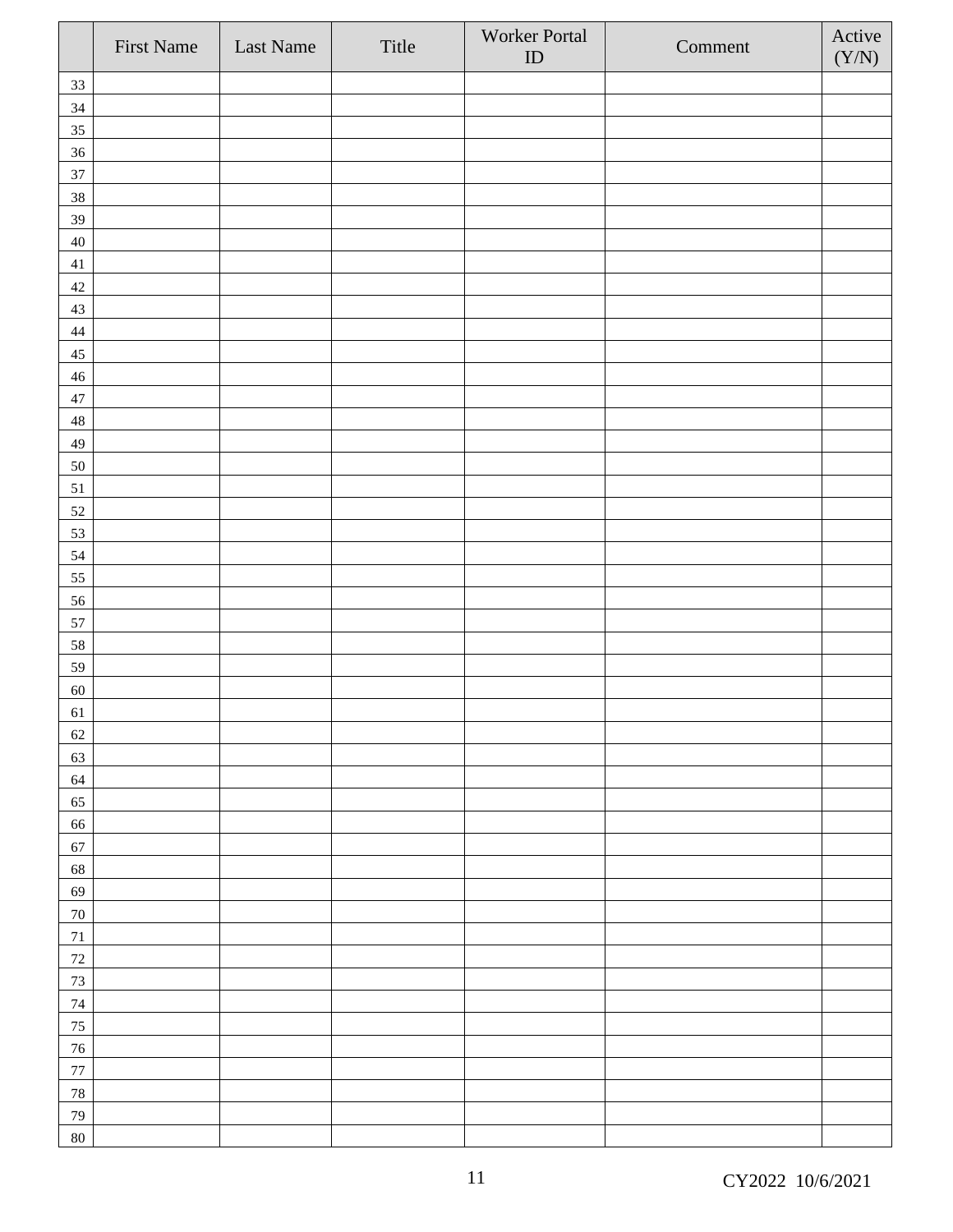| | First Name | Last Name | Title | Worker Portal ID | Comment | Active (Y/N) |
|---|---|---|---|---|---|---|
| 33 | | | | | | |
| 34 | | | | | | |
| 35 | | | | | | |
| 36 | | | | | | |
| 37 | | | | | | |
| 38 | | | | | | |
| 39 | | | | | | |
| 40 | | | | | | |
| 41 | | | | | | |
| 42 | | | | | | |
| 43 | | | | | | |
| 44 | | | | | | |
| 45 | | | | | | |
| 46 | | | | | | |
| 47 | | | | | | |
| 48 | | | | | | |
| 49 | | | | | | |
| 50 | | | | | | |
| 51 | | | | | | |
| 52 | | | | | | |
| 53 | | | | | | |
| 54 | | | | | | |
| 55 | | | | | | |
| 56 | | | | | | |
| 57 | | | | | | |
| 58 | | | | | | |
| 59 | | | | | | |
| 60 | | | | | | |
| 61 | | | | | | |
| 62 | | | | | | |
| 63 | | | | | | |
| 64 | | | | | | |
| 65 | | | | | | |
| 66 | | | | | | |
| 67 | | | | | | |
| 68 | | | | | | |
| 69 | | | | | | |
| 70 | | | | | | |
| 71 | | | | | | |
| 72 | | | | | | |
| 73 | | | | | | |
| 74 | | | | | | |
| 75 | | | | | | |
| 76 | | | | | | |
| 77 | | | | | | |
| 78 | | | | | | |
| 79 | | | | | | |
| 80 | | | | | | |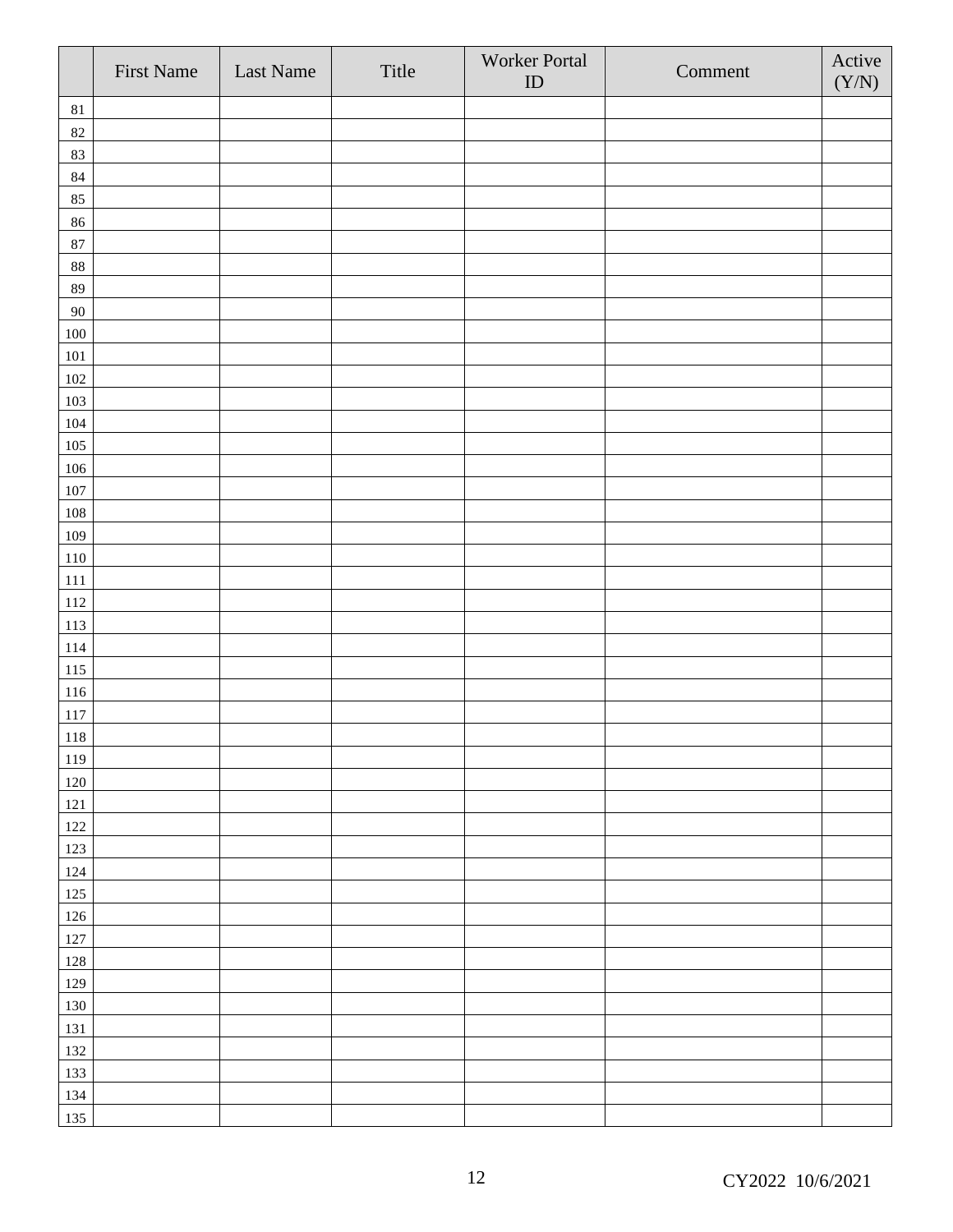| | First Name | Last Name | Title | Worker Portal ID | Comment | Active (Y/N) |
|---|---|---|---|---|---|---|
| 81 | | | | | | |
| 82 | | | | | | |
| 83 | | | | | | |
| 84 | | | | | | |
| 85 | | | | | | |
| 86 | | | | | | |
| 87 | | | | | | |
| 88 | | | | | | |
| 89 | | | | | | |
| 90 | | | | | | |
| 100 | | | | | | |
| 101 | | | | | | |
| 102 | | | | | | |
| 103 | | | | | | |
| 104 | | | | | | |
| 105 | | | | | | |
| 106 | | | | | | |
| 107 | | | | | | |
| 108 | | | | | | |
| 109 | | | | | | |
| 110 | | | | | | |
| 111 | | | | | | |
| 112 | | | | | | |
| 113 | | | | | | |
| 114 | | | | | | |
| 115 | | | | | | |
| 116 | | | | | | |
| 117 | | | | | | |
| 118 | | | | | | |
| 119 | | | | | | |
| 120 | | | | | | |
| 121 | | | | | | |
| 122 | | | | | | |
| 123 | | | | | | |
| 124 | | | | | | |
| 125 | | | | | | |
| 126 | | | | | | |
| 127 | | | | | | |
| 128 | | | | | | |
| 129 | | | | | | |
| 130 | | | | | | |
| 131 | | | | | | |
| 132 | | | | | | |
| 133 | | | | | | |
| 134 | | | | | | |
| 135 | | | | | | |

CY2022 10/6/2021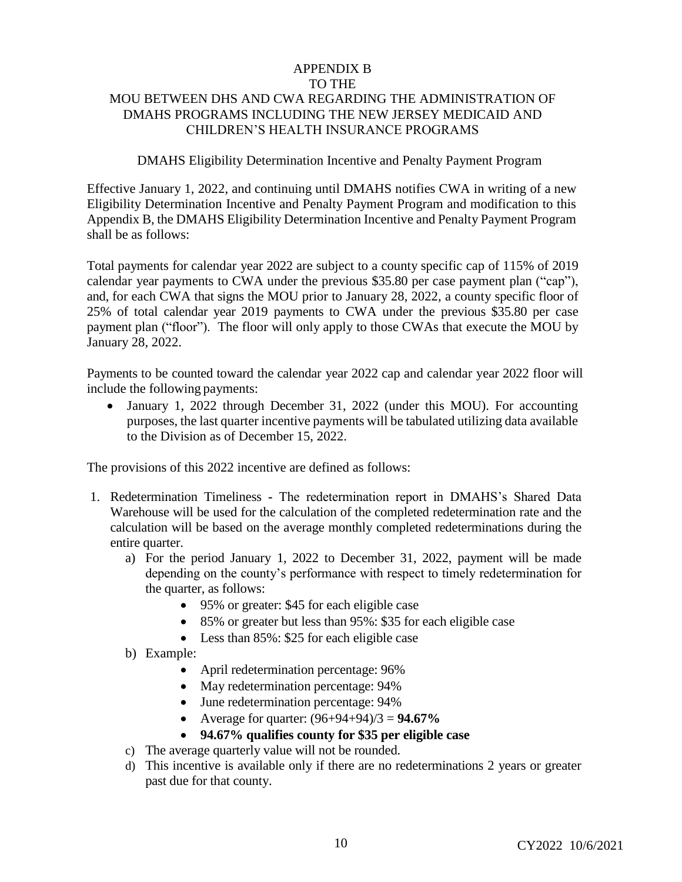# APPENDIX B
# TO THE
# MOU BETWEEN DHS AND CWA REGARDING THE ADMINISTRATION OF DMAHS PROGRAMS INCLUDING THE NEW JERSEY MEDICAID AND CHILDREN'S HEALTH INSURANCE PROGRAMS

## DMAHS Eligibility Determination Incentive and Penalty Payment Program

Effective January 1, 2022, and continuing until DMAHS notifies CWA in writing of a new Eligibility Determination Incentive and Penalty Payment Program and modification to this Appendix B, the DMAHS Eligibility Determination Incentive and Penalty Payment Program shall be as follows:

Total payments for calendar year 2022 are subject to a county specific cap of 115% of 2019 calendar year payments to CWA under the previous $35.80 per case payment plan ("cap"), and, for each CWA that signs the MOU prior to January 28, 2022, a county specific floor of 25% of total calendar year 2019 payments to CWA under the previous $35.80 per case payment plan ("floor"). The floor will only apply to those CWAs that execute the MOU by January 28, 2022.

Payments to be counted toward the calendar year 2022 cap and calendar year 2022 floor will include the following payments:

- January 1, 2022 through December 31, 2022 (under this MOU). For accounting purposes, the last quarter incentive payments will be tabulated utilizing data available to the Division as of December 15, 2022.

The provisions of this 2022 incentive are defined as follows:

1. Redetermination Timeliness - The redetermination report in DMAHS's Shared Data Warehouse will be used for the calculation of the completed redetermination rate and the calculation will be based on the average monthly completed redeterminations during the entire quarter.
   a) For the period January 1, 2022 to December 31, 2022, payment will be made depending on the county's performance with respect to timely redetermination for the quarter, as follows:
      - 95% or greater: $45 for each eligible case
      - 85% or greater but less than 95%: $35 for each eligible case
      - Less than 85%: $25 for each eligible case
   b) Example:
      - April redetermination percentage: 96%
      - May redetermination percentage: 94%
      - June redetermination percentage: 94%
      - Average for quarter: (96+94+94)/3 = **94.67%**
      - **94.67% qualifies county for $35 per eligible case**
   c) The average quarterly value will not be rounded.
   d) This incentive is available only if there are no redeterminations 2 years or greater past due for that county.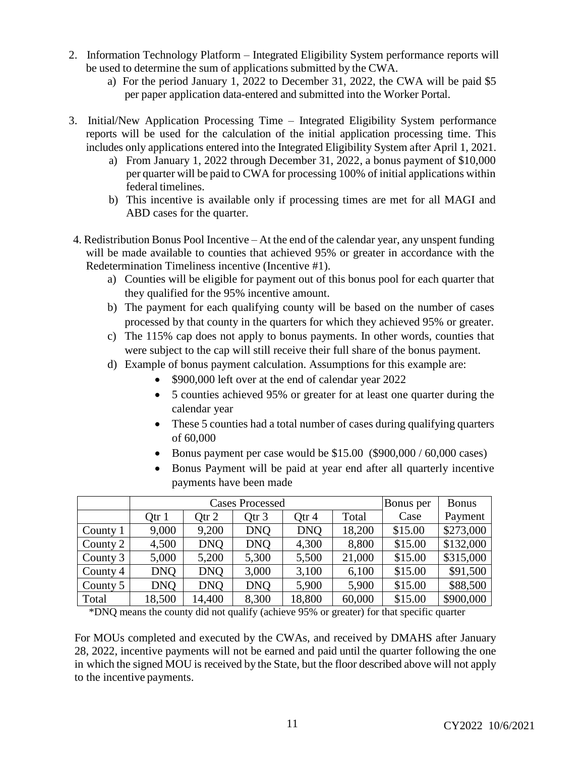2. Information Technology Platform – Integrated Eligibility System performance reports will be used to determine the sum of applications submitted by the CWA.
   a) For the period January 1, 2022 to December 31, 2022, the CWA will be paid $5 per paper application data-entered and submitted into the Worker Portal.

3. Initial/New Application Processing Time – Integrated Eligibility System performance reports will be used for the calculation of the initial application processing time. This includes only applications entered into the Integrated Eligibility System after April 1, 2021.
   a) From January 1, 2022 through December 31, 2022, a bonus payment of $10,000 per quarter will be paid to CWA for processing 100% of initial applications within federal timelines.
   b) This incentive is available only if processing times are met for all MAGI and ABD cases for the quarter.

4. Redistribution Bonus Pool Incentive – At the end of the calendar year, any unspent funding will be made available to counties that achieved 95% or greater in accordance with the Redetermination Timeliness incentive (Incentive #1).
   a) Counties will be eligible for payment out of this bonus pool for each quarter that they qualified for the 95% incentive amount.
   b) The payment for each qualifying county will be based on the number of cases processed by that county in the quarters for which they achieved 95% or greater.
   c) The 115% cap does not apply to bonus payments. In other words, counties that were subject to the cap will still receive their full share of the bonus payment.
   d) Example of bonus payment calculation. Assumptions for this example are:
      - $900,000 left over at the end of calendar year 2022
      - 5 counties achieved 95% or greater for at least one quarter during the calendar year
      - These 5 counties had a total number of cases during qualifying quarters of 60,000
      - Bonus payment per case would be $15.00 ($900,000 / 60,000 cases)
      - Bonus Payment will be paid at year end after all quarterly incentive payments have been made

| | Cases Processed | | | | | Bonus per | Bonus |
|---|---|---|---|---|---|---|---|
| | Qtr 1 | Qtr 2 | Qtr 3 | Qtr 4 | Total | Case | Payment |
| County 1 | 9,000 | 9,200 | DNQ | DNQ | 18,200 | $15.00 | $273,000 |
| County 2 | 4,500 | DNQ | DNQ | 4,300 | 8,800 | $15.00 | $132,000 |
| County 3 | 5,000 | 5,200 | 5,300 | 5,500 | 21,000 | $15.00 | $315,000 |
| County 4 | DNQ | DNQ | 3,000 | 3,100 | 6,100 | $15.00 | $91,500 |
| County 5 | DNQ | DNQ | DNQ | 5,900 | 5,900 | $15.00 | $88,500 |
| Total | 18,500 | 14,400 | 8,300 | 18,800 | 60,000 | $15.00 | $900,000 |

*DNQ means the county did not qualify (achieve 95% or greater) for that specific quarter

For MOUs completed and executed by the CWAs, and received by DMAHS after January 28, 2022, incentive payments will not be earned and paid until the quarter following the one in which the signed MOU is received by the State, but the floor described above will not apply to the incentive payments.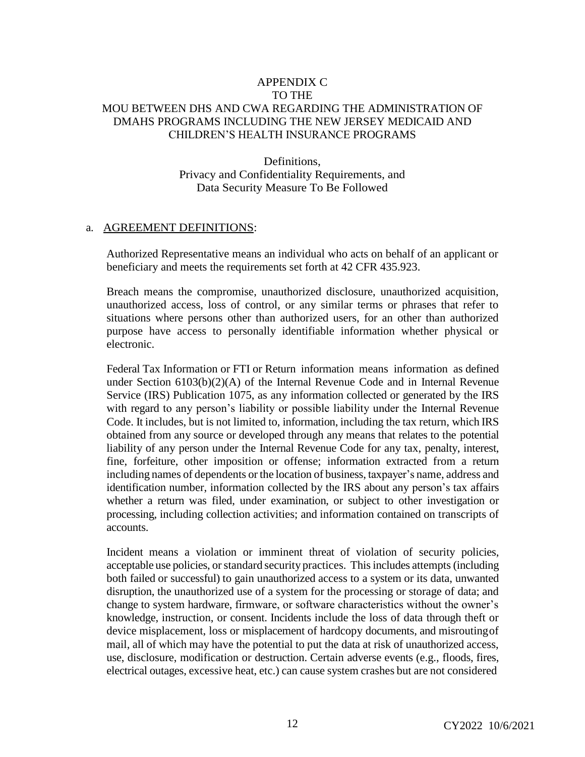APPENDIX C
TO THE
MOU BETWEEN DHS AND CWA REGARDING THE ADMINISTRATION OF DMAHS PROGRAMS INCLUDING THE NEW JERSEY MEDICAID AND CHILDREN'S HEALTH INSURANCE PROGRAMS

Definitions,
Privacy and Confidentiality Requirements, and
Data Security Measure To Be Followed

a. <u>AGREEMENT DEFINITIONS</u>:

Authorized Representative means an individual who acts on behalf of an applicant or beneficiary and meets the requirements set forth at 42 CFR 435.923.

Breach means the compromise, unauthorized disclosure, unauthorized acquisition, unauthorized access, loss of control, or any similar terms or phrases that refer to situations where persons other than authorized users, for an other than authorized purpose have access to personally identifiable information whether physical or electronic.

Federal Tax Information or FTI or Return information means information as defined under Section 6103(b)(2)(A) of the Internal Revenue Code and in Internal Revenue Service (IRS) Publication 1075, as any information collected or generated by the IRS with regard to any person's liability or possible liability under the Internal Revenue Code. It includes, but is not limited to, information, including the tax return, which IRS obtained from any source or developed through any means that relates to the potential liability of any person under the Internal Revenue Code for any tax, penalty, interest, fine, forfeiture, other imposition or offense; information extracted from a return including names of dependents or the location of business, taxpayer's name, address and identification number, information collected by the IRS about any person's tax affairs whether a return was filed, under examination, or subject to other investigation or processing, including collection activities; and information contained on transcripts of accounts.

Incident means a violation or imminent threat of violation of security policies, acceptable use policies, or standard security practices. This includes attempts (including both failed or successful) to gain unauthorized access to a system or its data, unwanted disruption, the unauthorized use of a system for the processing or storage of data; and change to system hardware, firmware, or software characteristics without the owner's knowledge, instruction, or consent. Incidents include the loss of data through theft or device misplacement, loss or misplacement of hardcopy documents, and misrouting of mail, all of which may have the potential to put the data at risk of unauthorized access, use, disclosure, modification or destruction. Certain adverse events (e.g., floods, fires, electrical outages, excessive heat, etc.) can cause system crashes but are not considered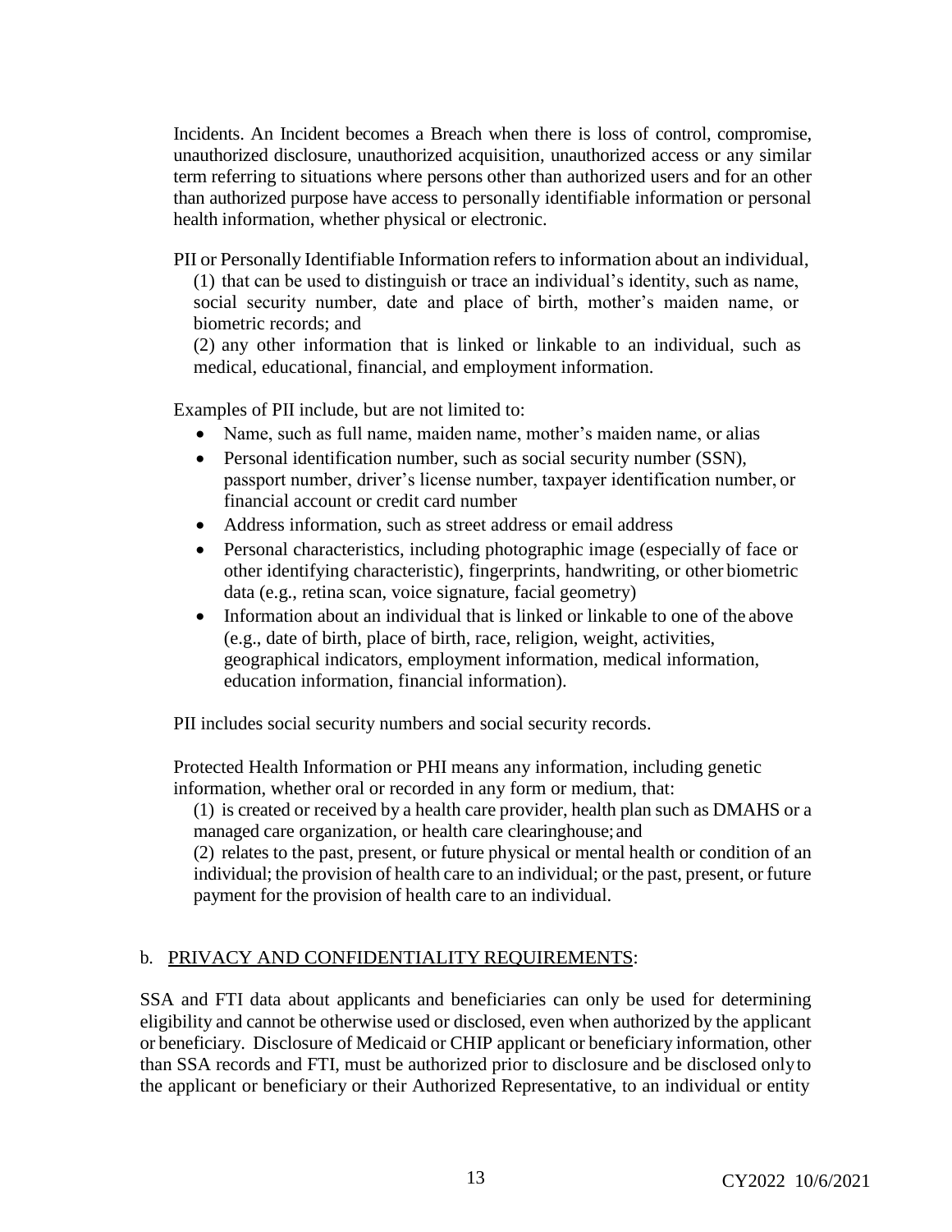Incidents. An Incident becomes a Breach when there is loss of control, compromise, unauthorized disclosure, unauthorized acquisition, unauthorized access or any similar term referring to situations where persons other than authorized users and for an other than authorized purpose have access to personally identifiable information or personal health information, whether physical or electronic.

PII or Personally Identifiable Information refers to information about an individual,

(1) that can be used to distinguish or trace an individual's identity, such as name, social security number, date and place of birth, mother's maiden name, or biometric records; and

(2) any other information that is linked or linkable to an individual, such as medical, educational, financial, and employment information.

Examples of PII include, but are not limited to:

- Name, such as full name, maiden name, mother's maiden name, or alias
- Personal identification number, such as social security number (SSN), passport number, driver's license number, taxpayer identification number, or financial account or credit card number
- Address information, such as street address or email address
- Personal characteristics, including photographic image (especially of face or other identifying characteristic), fingerprints, handwriting, or other biometric data (e.g., retina scan, voice signature, facial geometry)
- Information about an individual that is linked or linkable to one of the above (e.g., date of birth, place of birth, race, religion, weight, activities, geographical indicators, employment information, medical information, education information, financial information).

PII includes social security numbers and social security records.

Protected Health Information or PHI means any information, including genetic information, whether oral or recorded in any form or medium, that:

(1) is created or received by a health care provider, health plan such as DMAHS or a managed care organization, or health care clearinghouse; and

(2) relates to the past, present, or future physical or mental health or condition of an individual; the provision of health care to an individual; or the past, present, or future payment for the provision of health care to an individual.

b. <u>PRIVACY AND CONFIDENTIALITY REQUIREMENTS</u>:

SSA and FTI data about applicants and beneficiaries can only be used for determining eligibility and cannot be otherwise used or disclosed, even when authorized by the applicant or beneficiary. Disclosure of Medicaid or CHIP applicant or beneficiary information, other than SSA records and FTI, must be authorized prior to disclosure and be disclosed only to the applicant or beneficiary or their Authorized Representative, to an individual or entity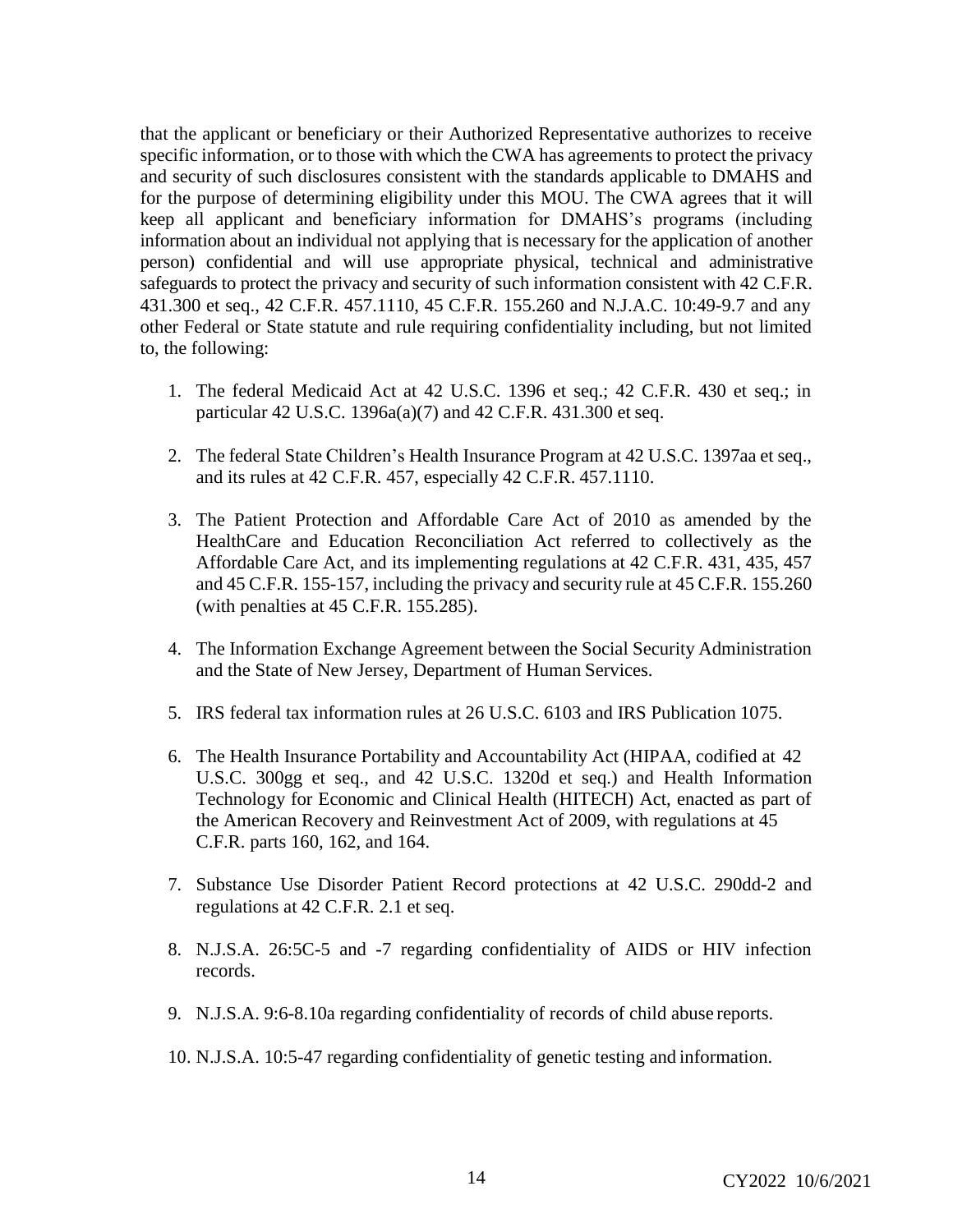that the applicant or beneficiary or their Authorized Representative authorizes to receive specific information, or to those with which the CWA has agreements to protect the privacy and security of such disclosures consistent with the standards applicable to DMAHS and for the purpose of determining eligibility under this MOU. The CWA agrees that it will keep all applicant and beneficiary information for DMAHS's programs (including information about an individual not applying that is necessary for the application of another person) confidential and will use appropriate physical, technical and administrative safeguards to protect the privacy and security of such information consistent with 42 C.F.R. 431.300 et seq., 42 C.F.R. 457.1110, 45 C.F.R. 155.260 and N.J.A.C. 10:49-9.7 and any other Federal or State statute and rule requiring confidentiality including, but not limited to, the following:

1. The federal Medicaid Act at 42 U.S.C. 1396 et seq.; 42 C.F.R. 430 et seq.; in particular 42 U.S.C. 1396a(a)(7) and 42 C.F.R. 431.300 et seq.

2. The federal State Children's Health Insurance Program at 42 U.S.C. 1397aa et seq., and its rules at 42 C.F.R. 457, especially 42 C.F.R. 457.1110.

3. The Patient Protection and Affordable Care Act of 2010 as amended by the HealthCare and Education Reconciliation Act referred to collectively as the Affordable Care Act, and its implementing regulations at 42 C.F.R. 431, 435, 457 and 45 C.F.R. 155-157, including the privacy and security rule at 45 C.F.R. 155.260 (with penalties at 45 C.F.R. 155.285).

4. The Information Exchange Agreement between the Social Security Administration and the State of New Jersey, Department of Human Services.

5. IRS federal tax information rules at 26 U.S.C. 6103 and IRS Publication 1075.

6. The Health Insurance Portability and Accountability Act (HIPAA, codified at 42 U.S.C. 300gg et seq., and 42 U.S.C. 1320d et seq.) and Health Information Technology for Economic and Clinical Health (HITECH) Act, enacted as part of the American Recovery and Reinvestment Act of 2009, with regulations at 45 C.F.R. parts 160, 162, and 164.

7. Substance Use Disorder Patient Record protections at 42 U.S.C. 290dd-2 and regulations at 42 C.F.R. 2.1 et seq.

8. N.J.S.A. 26:5C-5 and -7 regarding confidentiality of AIDS or HIV infection records.

9. N.J.S.A. 9:6-8.10a regarding confidentiality of records of child abuse reports.

10. N.J.S.A. 10:5-47 regarding confidentiality of genetic testing and information.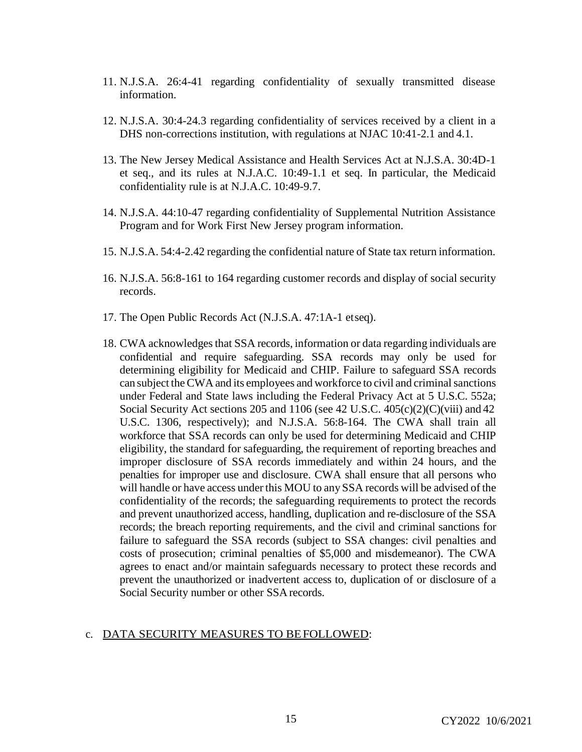11. N.J.S.A. 26:4-41 regarding confidentiality of sexually transmitted disease information.

12. N.J.S.A. 30:4-24.3 regarding confidentiality of services received by a client in a DHS non-corrections institution, with regulations at NJAC 10:41-2.1 and 4.1.

13. The New Jersey Medical Assistance and Health Services Act at N.J.S.A. 30:4D-1 et seq., and its rules at N.J.A.C. 10:49-1.1 et seq. In particular, the Medicaid confidentiality rule is at N.J.A.C. 10:49-9.7.

14. N.J.S.A. 44:10-47 regarding confidentiality of Supplemental Nutrition Assistance Program and for Work First New Jersey program information.

15. N.J.S.A. 54:4-2.42 regarding the confidential nature of State tax return information.

16. N.J.S.A. 56:8-161 to 164 regarding customer records and display of social security records.

17. The Open Public Records Act (N.J.S.A. 47:1A-1 etseq).

18. CWA acknowledges that SSA records, information or data regarding individuals are confidential and require safeguarding. SSA records may only be used for determining eligibility for Medicaid and CHIP. Failure to safeguard SSA records can subject the CWA and its employees and workforce to civil and criminal sanctions under Federal and State laws including the Federal Privacy Act at 5 U.S.C. 552a; Social Security Act sections 205 and 1106 (see 42 U.S.C. 405(c)(2)(C)(viii) and 42 U.S.C. 1306, respectively); and N.J.S.A. 56:8-164. The CWA shall train all workforce that SSA records can only be used for determining Medicaid and CHIP eligibility, the standard for safeguarding, the requirement of reporting breaches and improper disclosure of SSA records immediately and within 24 hours, and the penalties for improper use and disclosure. CWA shall ensure that all persons who will handle or have access under this MOU to any SSA records will be advised of the confidentiality of the records; the safeguarding requirements to protect the records and prevent unauthorized access, handling, duplication and re-disclosure of the SSA records; the breach reporting requirements, and the civil and criminal sanctions for failure to safeguard the SSA records (subject to SSA changes: civil penalties and costs of prosecution; criminal penalties of $5,000 and misdemeanor). The CWA agrees to enact and/or maintain safeguards necessary to protect these records and prevent the unauthorized or inadvertent access to, duplication of or disclosure of a Social Security number or other SSA records.

c. <u>DATA SECURITY MEASURES TO BE FOLLOWED</u>: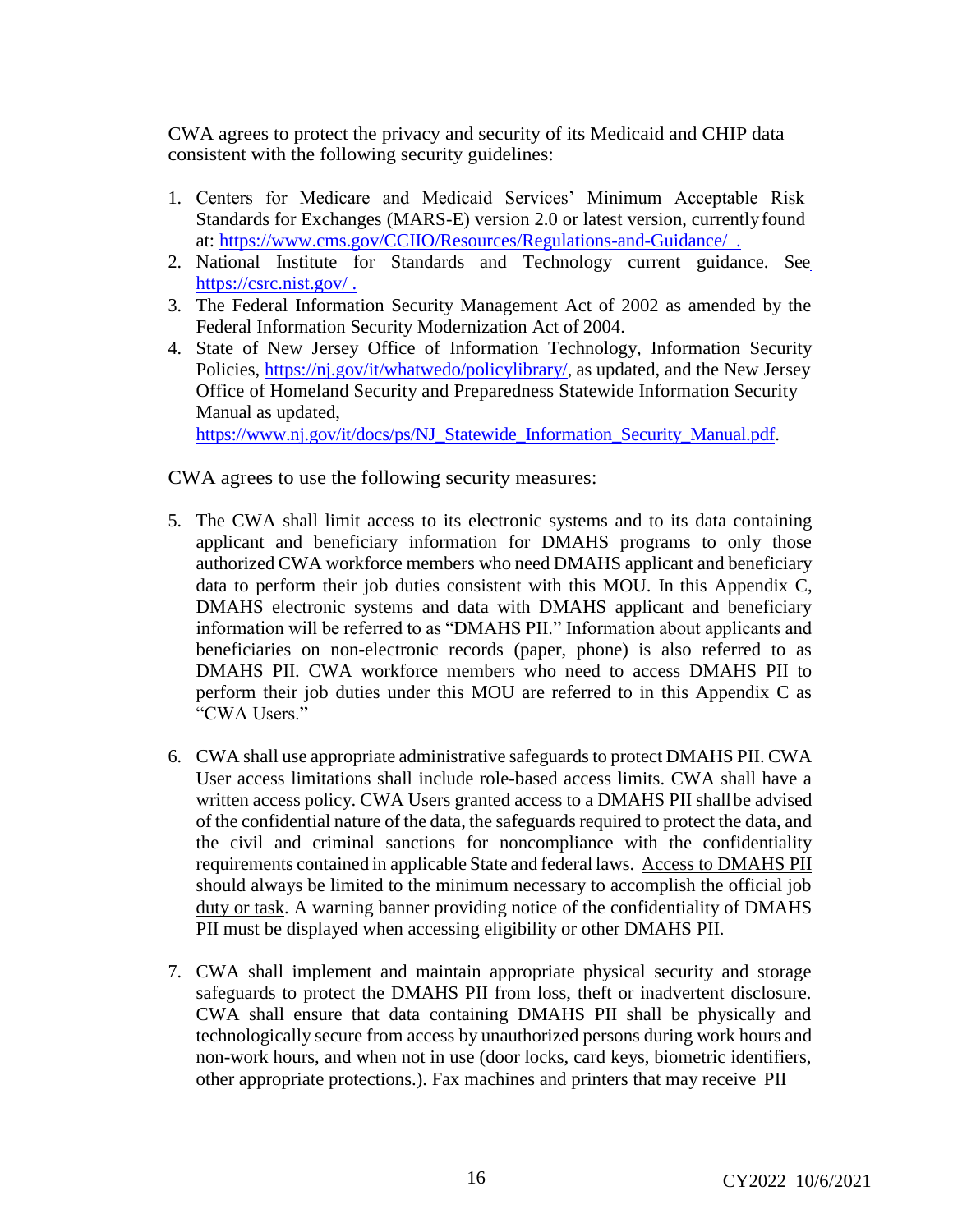CWA agrees to protect the privacy and security of its Medicaid and CHIP data consistent with the following security guidelines:

1. Centers for Medicare and Medicaid Services' Minimum Acceptable Risk Standards for Exchanges (MARS-E) version 2.0 or latest version, currently found at: https://www.cms.gov/CCIIO/Resources/Regulations-and-Guidance/ .
2. National Institute for Standards and Technology current guidance. See https://csrc.nist.gov/ .
3. The Federal Information Security Management Act of 2002 as amended by the Federal Information Security Modernization Act of 2004.
4. State of New Jersey Office of Information Technology, Information Security Policies, https://nj.gov/it/whatwedo/policylibrary/, as updated, and the New Jersey Office of Homeland Security and Preparedness Statewide Information Security Manual as updated, https://www.nj.gov/it/docs/ps/NJ_Statewide_Information_Security_Manual.pdf.

CWA agrees to use the following security measures:

5. The CWA shall limit access to its electronic systems and to its data containing applicant and beneficiary information for DMAHS programs to only those authorized CWA workforce members who need DMAHS applicant and beneficiary data to perform their job duties consistent with this MOU. In this Appendix C, DMAHS electronic systems and data with DMAHS applicant and beneficiary information will be referred to as "DMAHS PII." Information about applicants and beneficiaries on non-electronic records (paper, phone) is also referred to as DMAHS PII. CWA workforce members who need to access DMAHS PII to perform their job duties under this MOU are referred to in this Appendix C as "CWA Users."

6. CWA shall use appropriate administrative safeguards to protect DMAHS PII. CWA User access limitations shall include role-based access limits. CWA shall have a written access policy. CWA Users granted access to a DMAHS PII shall be advised of the confidential nature of the data, the safeguards required to protect the data, and the civil and criminal sanctions for noncompliance with the confidentiality requirements contained in applicable State and federal laws. <u>Access to DMAHS PII should always be limited to the minimum necessary to accomplish the official job duty or task</u>. A warning banner providing notice of the confidentiality of DMAHS PII must be displayed when accessing eligibility or other DMAHS PII.

7. CWA shall implement and maintain appropriate physical security and storage safeguards to protect the DMAHS PII from loss, theft or inadvertent disclosure. CWA shall ensure that data containing DMAHS PII shall be physically and technologically secure from access by unauthorized persons during work hours and non-work hours, and when not in use (door locks, card keys, biometric identifiers, other appropriate protections.). Fax machines and printers that may receive PII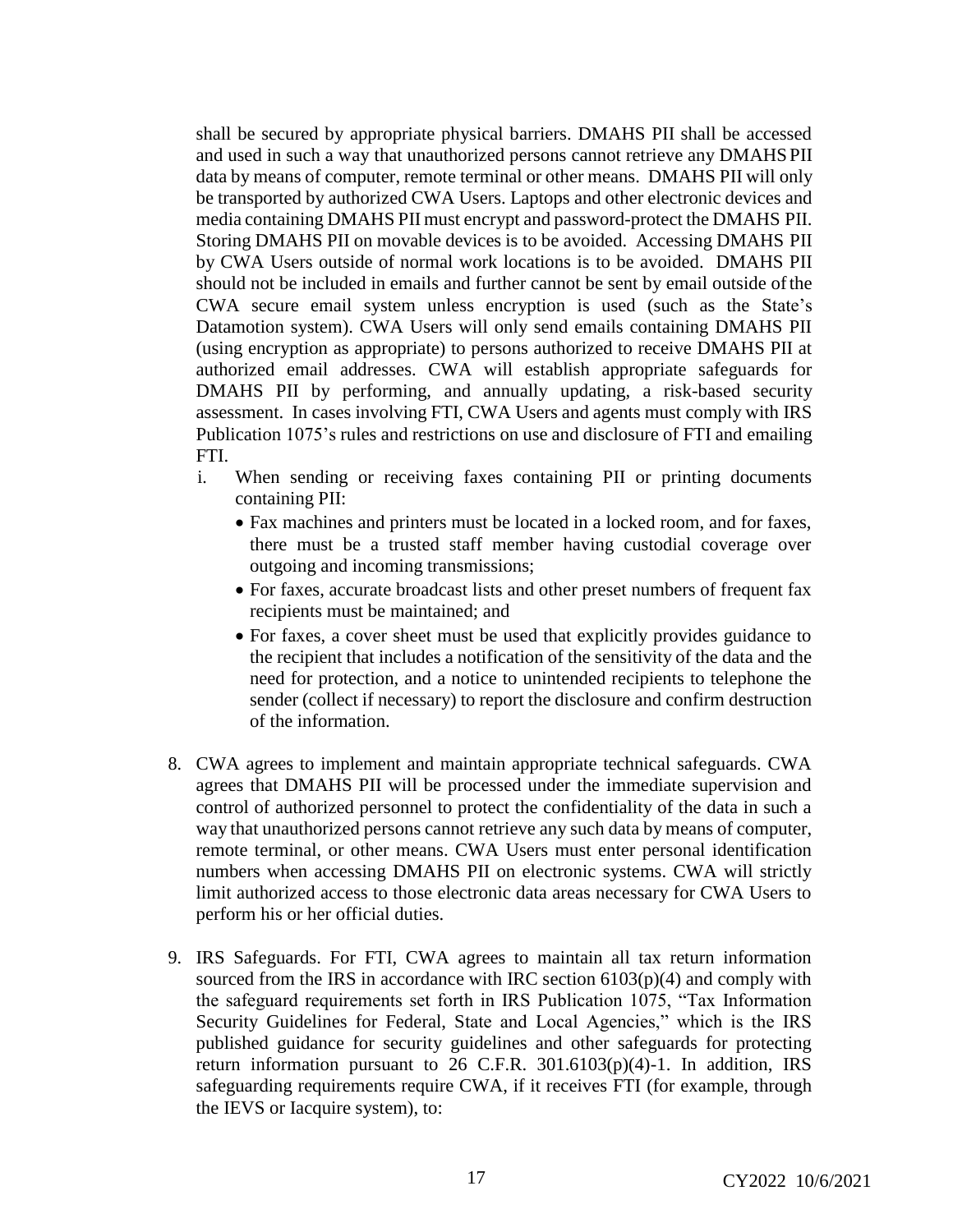shall be secured by appropriate physical barriers. DMAHS PII shall be accessed and used in such a way that unauthorized persons cannot retrieve any DMAHS PII data by means of computer, remote terminal or other means. DMAHS PII will only be transported by authorized CWA Users. Laptops and other electronic devices and media containing DMAHS PII must encrypt and password-protect the DMAHS PII. Storing DMAHS PII on movable devices is to be avoided. Accessing DMAHS PII by CWA Users outside of normal work locations is to be avoided. DMAHS PII should not be included in emails and further cannot be sent by email outside of the CWA secure email system unless encryption is used (such as the State's Datamotion system). CWA Users will only send emails containing DMAHS PII (using encryption as appropriate) to persons authorized to receive DMAHS PII at authorized email addresses. CWA will establish appropriate safeguards for DMAHS PII by performing, and annually updating, a risk-based security assessment. In cases involving FTI, CWA Users and agents must comply with IRS Publication 1075's rules and restrictions on use and disclosure of FTI and emailing FTI.

i. When sending or receiving faxes containing PII or printing documents containing PII:
   - Fax machines and printers must be located in a locked room, and for faxes, there must be a trusted staff member having custodial coverage over outgoing and incoming transmissions;
   - For faxes, accurate broadcast lists and other preset numbers of frequent fax recipients must be maintained; and
   - For faxes, a cover sheet must be used that explicitly provides guidance to the recipient that includes a notification of the sensitivity of the data and the need for protection, and a notice to unintended recipients to telephone the sender (collect if necessary) to report the disclosure and confirm destruction of the information.

8. CWA agrees to implement and maintain appropriate technical safeguards. CWA agrees that DMAHS PII will be processed under the immediate supervision and control of authorized personnel to protect the confidentiality of the data in such a way that unauthorized persons cannot retrieve any such data by means of computer, remote terminal, or other means. CWA Users must enter personal identification numbers when accessing DMAHS PII on electronic systems. CWA will strictly limit authorized access to those electronic data areas necessary for CWA Users to perform his or her official duties.

9. IRS Safeguards. For FTI, CWA agrees to maintain all tax return information sourced from the IRS in accordance with IRC section 6103(p)(4) and comply with the safeguard requirements set forth in IRS Publication 1075, "Tax Information Security Guidelines for Federal, State and Local Agencies," which is the IRS published guidance for security guidelines and other safeguards for protecting return information pursuant to 26 C.F.R. 301.6103(p)(4)-1. In addition, IRS safeguarding requirements require CWA, if it receives FTI (for example, through the IEVS or Iacquire system), to: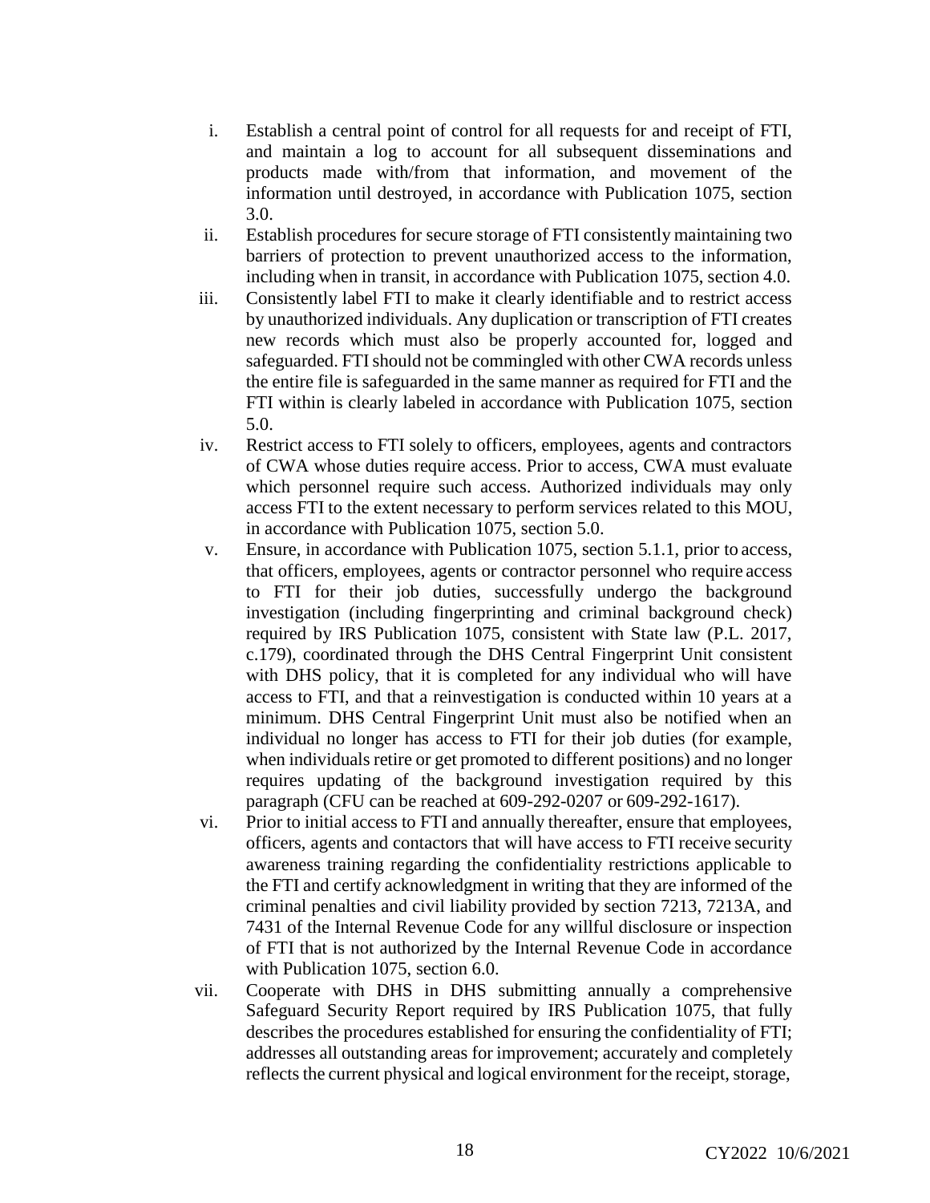i. Establish a central point of control for all requests for and receipt of FTI, and maintain a log to account for all subsequent disseminations and products made with/from that information, and movement of the information until destroyed, in accordance with Publication 1075, section 3.0.

ii. Establish procedures for secure storage of FTI consistently maintaining two barriers of protection to prevent unauthorized access to the information, including when in transit, in accordance with Publication 1075, section 4.0.

iii. Consistently label FTI to make it clearly identifiable and to restrict access by unauthorized individuals. Any duplication or transcription of FTI creates new records which must also be properly accounted for, logged and safeguarded. FTI should not be commingled with other CWA records unless the entire file is safeguarded in the same manner as required for FTI and the FTI within is clearly labeled in accordance with Publication 1075, section 5.0.

iv. Restrict access to FTI solely to officers, employees, agents and contractors of CWA whose duties require access. Prior to access, CWA must evaluate which personnel require such access. Authorized individuals may only access FTI to the extent necessary to perform services related to this MOU, in accordance with Publication 1075, section 5.0.

v. Ensure, in accordance with Publication 1075, section 5.1.1, prior to access, that officers, employees, agents or contractor personnel who require access to FTI for their job duties, successfully undergo the background investigation (including fingerprinting and criminal background check) required by IRS Publication 1075, consistent with State law (P.L. 2017, c.179), coordinated through the DHS Central Fingerprint Unit consistent with DHS policy, that it is completed for any individual who will have access to FTI, and that a reinvestigation is conducted within 10 years at a minimum. DHS Central Fingerprint Unit must also be notified when an individual no longer has access to FTI for their job duties (for example, when individuals retire or get promoted to different positions) and no longer requires updating of the background investigation required by this paragraph (CFU can be reached at 609-292-0207 or 609-292-1617).

vi. Prior to initial access to FTI and annually thereafter, ensure that employees, officers, agents and contactors that will have access to FTI receive security awareness training regarding the confidentiality restrictions applicable to the FTI and certify acknowledgment in writing that they are informed of the criminal penalties and civil liability provided by section 7213, 7213A, and 7431 of the Internal Revenue Code for any willful disclosure or inspection of FTI that is not authorized by the Internal Revenue Code in accordance with Publication 1075, section 6.0.

vii. Cooperate with DHS in DHS submitting annually a comprehensive Safeguard Security Report required by IRS Publication 1075, that fully describes the procedures established for ensuring the confidentiality of FTI; addresses all outstanding areas for improvement; accurately and completely reflects the current physical and logical environment for the receipt, storage,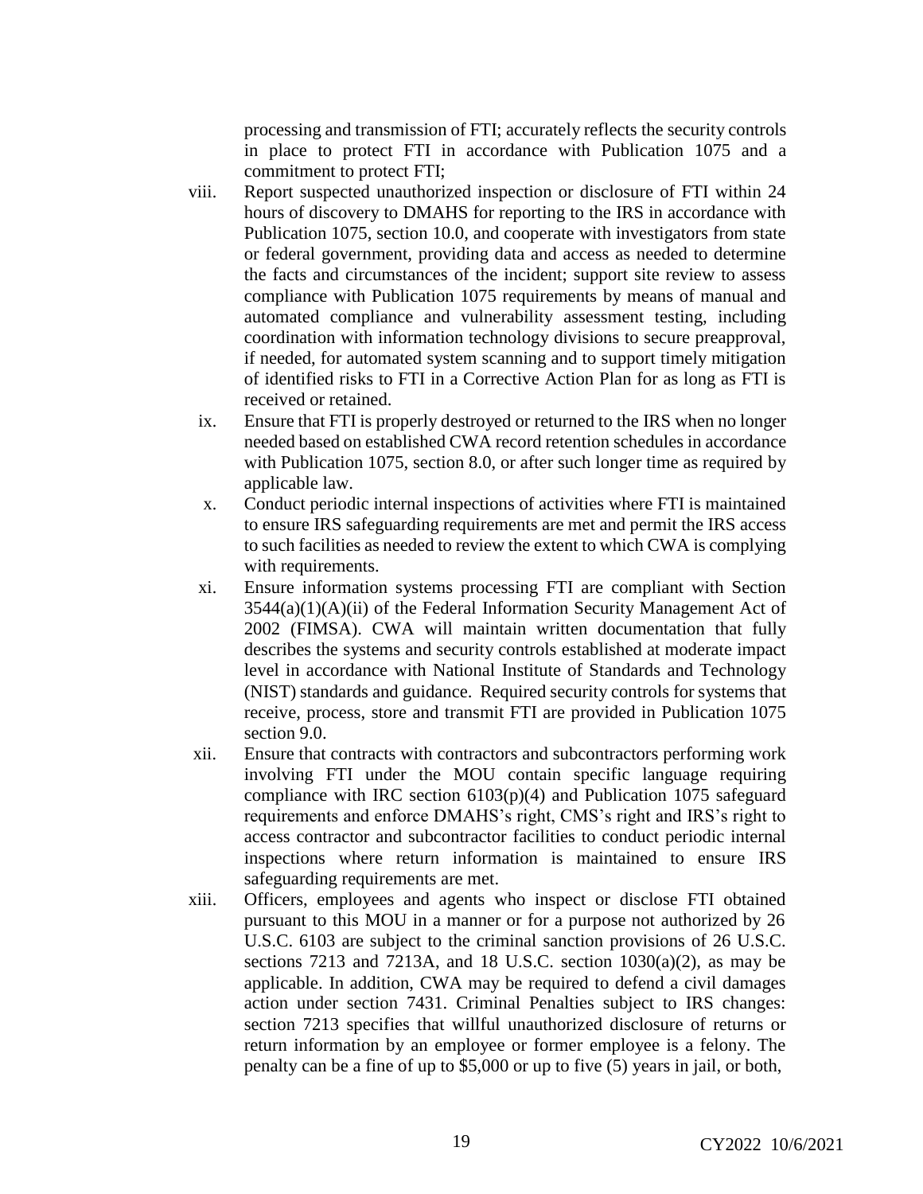processing and transmission of FTI; accurately reflects the security controls in place to protect FTI in accordance with Publication 1075 and a commitment to protect FTI;

viii. Report suspected unauthorized inspection or disclosure of FTI within 24 hours of discovery to DMAHS for reporting to the IRS in accordance with Publication 1075, section 10.0, and cooperate with investigators from state or federal government, providing data and access as needed to determine the facts and circumstances of the incident; support site review to assess compliance with Publication 1075 requirements by means of manual and automated compliance and vulnerability assessment testing, including coordination with information technology divisions to secure preapproval, if needed, for automated system scanning and to support timely mitigation of identified risks to FTI in a Corrective Action Plan for as long as FTI is received or retained.

ix. Ensure that FTI is properly destroyed or returned to the IRS when no longer needed based on established CWA record retention schedules in accordance with Publication 1075, section 8.0, or after such longer time as required by applicable law.

x. Conduct periodic internal inspections of activities where FTI is maintained to ensure IRS safeguarding requirements are met and permit the IRS access to such facilities as needed to review the extent to which CWA is complying with requirements.

xi. Ensure information systems processing FTI are compliant with Section 3544(a)(1)(A)(ii) of the Federal Information Security Management Act of 2002 (FIMSA). CWA will maintain written documentation that fully describes the systems and security controls established at moderate impact level in accordance with National Institute of Standards and Technology (NIST) standards and guidance. Required security controls for systems that receive, process, store and transmit FTI are provided in Publication 1075 section 9.0.

xii. Ensure that contracts with contractors and subcontractors performing work involving FTI under the MOU contain specific language requiring compliance with IRC section 6103(p)(4) and Publication 1075 safeguard requirements and enforce DMAHS's right, CMS's right and IRS's right to access contractor and subcontractor facilities to conduct periodic internal inspections where return information is maintained to ensure IRS safeguarding requirements are met.

xiii. Officers, employees and agents who inspect or disclose FTI obtained pursuant to this MOU in a manner or for a purpose not authorized by 26 U.S.C. 6103 are subject to the criminal sanction provisions of 26 U.S.C. sections 7213 and 7213A, and 18 U.S.C. section 1030(a)(2), as may be applicable. In addition, CWA may be required to defend a civil damages action under section 7431. Criminal Penalties subject to IRS changes: section 7213 specifies that willful unauthorized disclosure of returns or return information by an employee or former employee is a felony. The penalty can be a fine of up to $5,000 or up to five (5) years in jail, or both,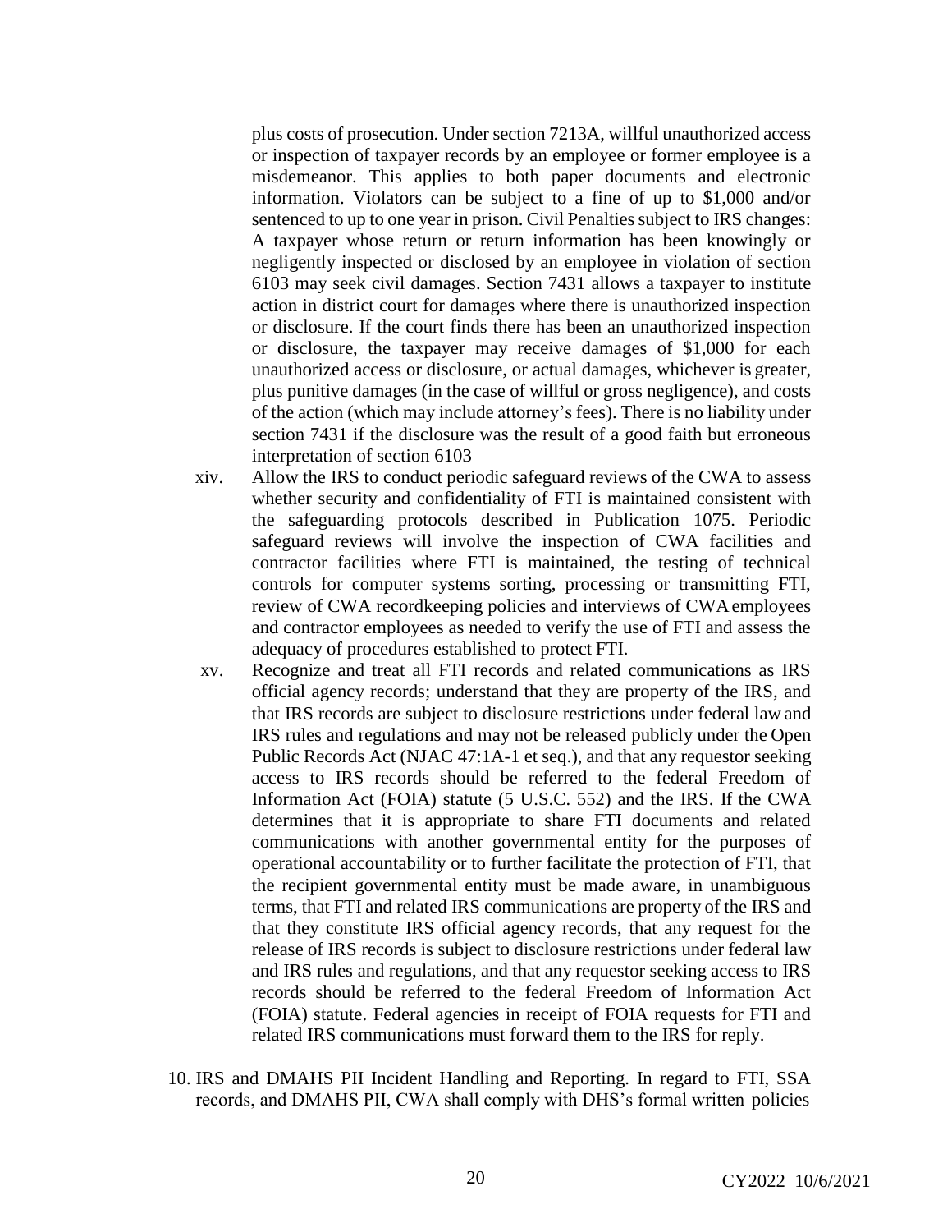plus costs of prosecution. Under section 7213A, willful unauthorized access or inspection of taxpayer records by an employee or former employee is a misdemeanor. This applies to both paper documents and electronic information. Violators can be subject to a fine of up to $1,000 and/or sentenced to up to one year in prison. Civil Penalties subject to IRS changes: A taxpayer whose return or return information has been knowingly or negligently inspected or disclosed by an employee in violation of section 6103 may seek civil damages. Section 7431 allows a taxpayer to institute action in district court for damages where there is unauthorized inspection or disclosure. If the court finds there has been an unauthorized inspection or disclosure, the taxpayer may receive damages of $1,000 for each unauthorized access or disclosure, or actual damages, whichever is greater, plus punitive damages (in the case of willful or gross negligence), and costs of the action (which may include attorney's fees). There is no liability under section 7431 if the disclosure was the result of a good faith but erroneous interpretation of section 6103

xiv. Allow the IRS to conduct periodic safeguard reviews of the CWA to assess whether security and confidentiality of FTI is maintained consistent with the safeguarding protocols described in Publication 1075. Periodic safeguard reviews will involve the inspection of CWA facilities and contractor facilities where FTI is maintained, the testing of technical controls for computer systems sorting, processing or transmitting FTI, review of CWA recordkeeping policies and interviews of CWA employees and contractor employees as needed to verify the use of FTI and assess the adequacy of procedures established to protect FTI.

xv. Recognize and treat all FTI records and related communications as IRS official agency records; understand that they are property of the IRS, and that IRS records are subject to disclosure restrictions under federal law and IRS rules and regulations and may not be released publicly under the Open Public Records Act (NJAC 47:1A-1 et seq.), and that any requestor seeking access to IRS records should be referred to the federal Freedom of Information Act (FOIA) statute (5 U.S.C. 552) and the IRS. If the CWA determines that it is appropriate to share FTI documents and related communications with another governmental entity for the purposes of operational accountability or to further facilitate the protection of FTI, that the recipient governmental entity must be made aware, in unambiguous terms, that FTI and related IRS communications are property of the IRS and that they constitute IRS official agency records, that any request for the release of IRS records is subject to disclosure restrictions under federal law and IRS rules and regulations, and that any requestor seeking access to IRS records should be referred to the federal Freedom of Information Act (FOIA) statute. Federal agencies in receipt of FOIA requests for FTI and related IRS communications must forward them to the IRS for reply.

10. IRS and DMAHS PII Incident Handling and Reporting. In regard to FTI, SSA records, and DMAHS PII, CWA shall comply with DHS's formal written policies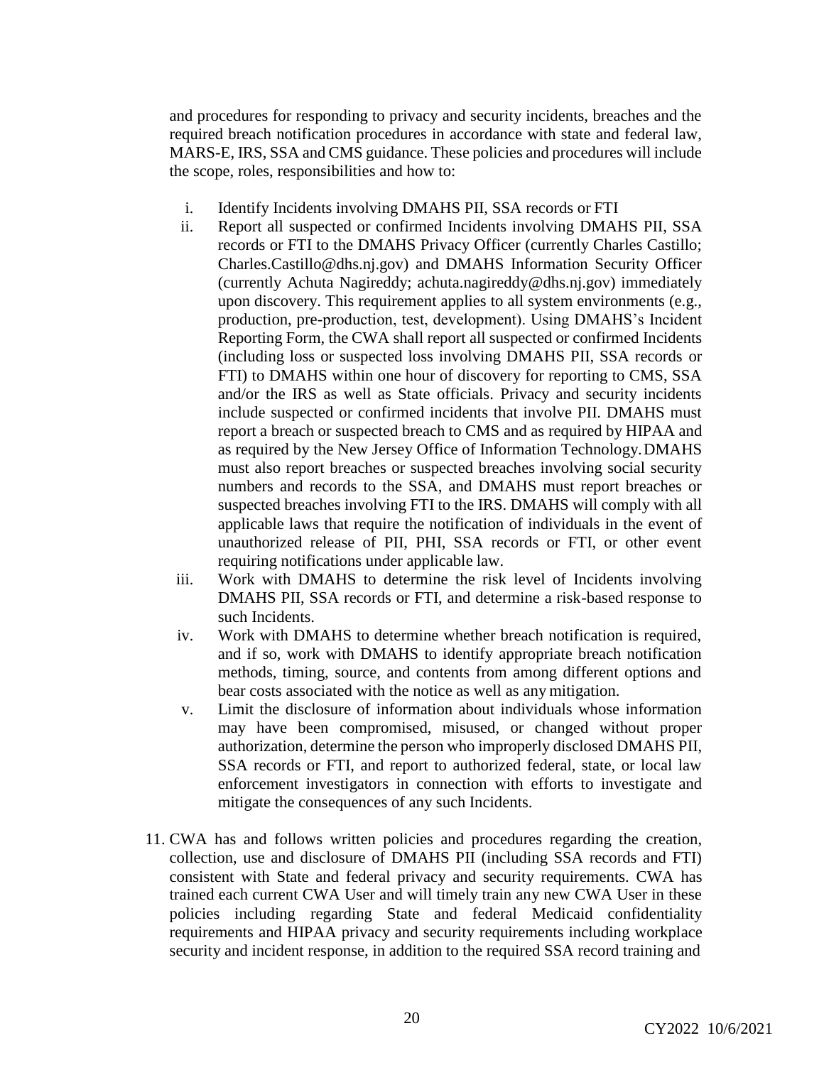and procedures for responding to privacy and security incidents, breaches and the required breach notification procedures in accordance with state and federal law, MARS-E, IRS, SSA and CMS guidance. These policies and procedures will include the scope, roles, responsibilities and how to:

i. Identify Incidents involving DMAHS PII, SSA records or FTI
ii. Report all suspected or confirmed Incidents involving DMAHS PII, SSA records or FTI to the DMAHS Privacy Officer (currently Charles Castillo; Charles.Castillo@dhs.nj.gov) and DMAHS Information Security Officer (currently Achuta Nagireddy; achuta.nagireddy@dhs.nj.gov) immediately upon discovery. This requirement applies to all system environments (e.g., production, pre-production, test, development). Using DMAHS's Incident Reporting Form, the CWA shall report all suspected or confirmed Incidents (including loss or suspected loss involving DMAHS PII, SSA records or FTI) to DMAHS within one hour of discovery for reporting to CMS, SSA and/or the IRS as well as State officials. Privacy and security incidents include suspected or confirmed incidents that involve PII. DMAHS must report a breach or suspected breach to CMS and as required by HIPAA and as required by the New Jersey Office of Information Technology. DMAHS must also report breaches or suspected breaches involving social security numbers and records to the SSA, and DMAHS must report breaches or suspected breaches involving FTI to the IRS. DMAHS will comply with all applicable laws that require the notification of individuals in the event of unauthorized release of PII, PHI, SSA records or FTI, or other event requiring notifications under applicable law.
iii. Work with DMAHS to determine the risk level of Incidents involving DMAHS PII, SSA records or FTI, and determine a risk-based response to such Incidents.
iv. Work with DMAHS to determine whether breach notification is required, and if so, work with DMAHS to identify appropriate breach notification methods, timing, source, and contents from among different options and bear costs associated with the notice as well as any mitigation.
v. Limit the disclosure of information about individuals whose information may have been compromised, misused, or changed without proper authorization, determine the person who improperly disclosed DMAHS PII, SSA records or FTI, and report to authorized federal, state, or local law enforcement investigators in connection with efforts to investigate and mitigate the consequences of any such Incidents.

11. CWA has and follows written policies and procedures regarding the creation, collection, use and disclosure of DMAHS PII (including SSA records and FTI) consistent with State and federal privacy and security requirements. CWA has trained each current CWA User and will timely train any new CWA User in these policies including regarding State and federal Medicaid confidentiality requirements and HIPAA privacy and security requirements including workplace security and incident response, in addition to the required SSA record training and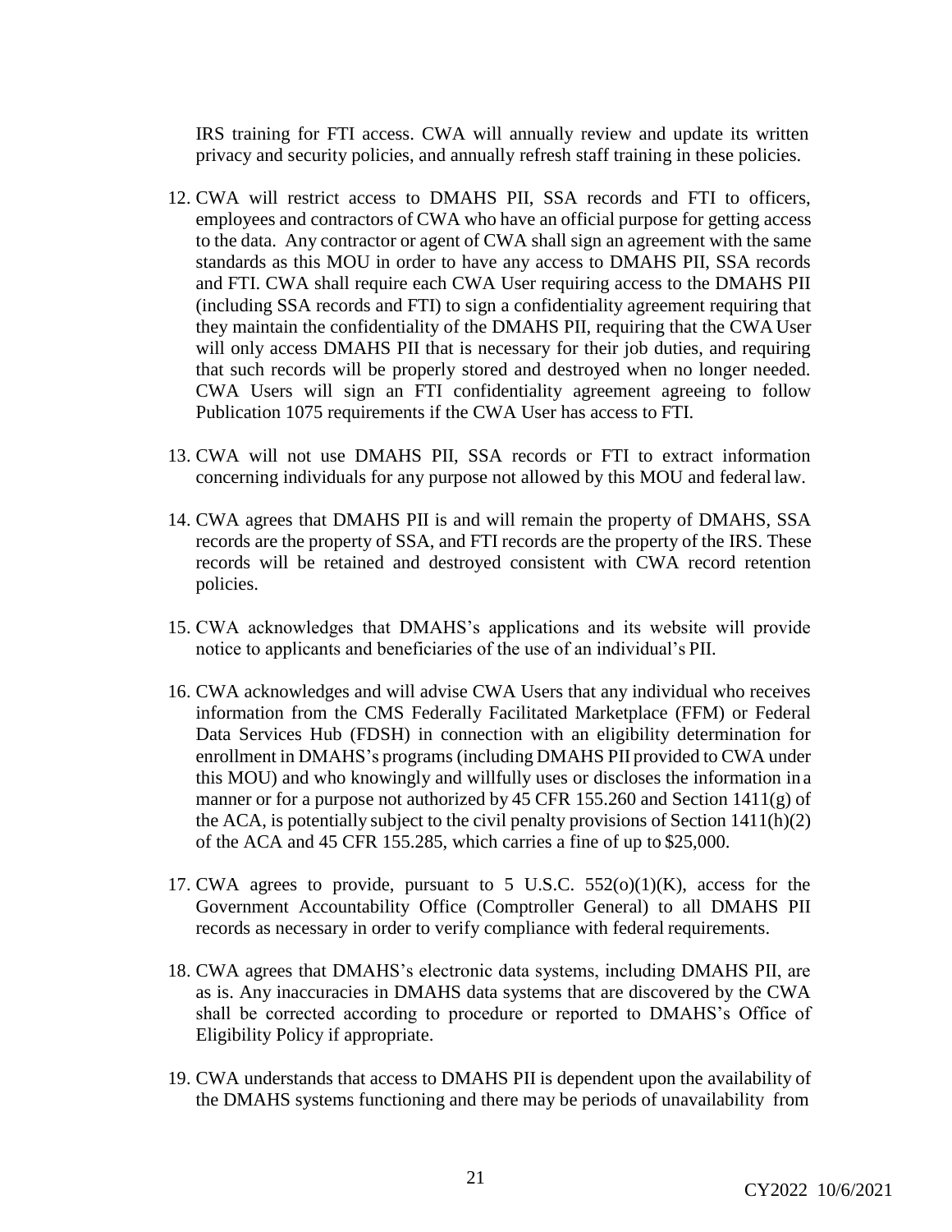IRS training for FTI access. CWA will annually review and update its written privacy and security policies, and annually refresh staff training in these policies.

12. CWA will restrict access to DMAHS PII, SSA records and FTI to officers, employees and contractors of CWA who have an official purpose for getting access to the data. Any contractor or agent of CWA shall sign an agreement with the same standards as this MOU in order to have any access to DMAHS PII, SSA records and FTI. CWA shall require each CWA User requiring access to the DMAHS PII (including SSA records and FTI) to sign a confidentiality agreement requiring that they maintain the confidentiality of the DMAHS PII, requiring that the CWA User will only access DMAHS PII that is necessary for their job duties, and requiring that such records will be properly stored and destroyed when no longer needed. CWA Users will sign an FTI confidentiality agreement agreeing to follow Publication 1075 requirements if the CWA User has access to FTI.

13. CWA will not use DMAHS PII, SSA records or FTI to extract information concerning individuals for any purpose not allowed by this MOU and federal law.

14. CWA agrees that DMAHS PII is and will remain the property of DMAHS, SSA records are the property of SSA, and FTI records are the property of the IRS. These records will be retained and destroyed consistent with CWA record retention policies.

15. CWA acknowledges that DMAHS's applications and its website will provide notice to applicants and beneficiaries of the use of an individual's PII.

16. CWA acknowledges and will advise CWA Users that any individual who receives information from the CMS Federally Facilitated Marketplace (FFM) or Federal Data Services Hub (FDSH) in connection with an eligibility determination for enrollment in DMAHS's programs (including DMAHS PII provided to CWA under this MOU) and who knowingly and willfully uses or discloses the information in a manner or for a purpose not authorized by 45 CFR 155.260 and Section 1411(g) of the ACA, is potentially subject to the civil penalty provisions of Section 1411(h)(2) of the ACA and 45 CFR 155.285, which carries a fine of up to $25,000.

17. CWA agrees to provide, pursuant to 5 U.S.C. 552(o)(1)(K), access for the Government Accountability Office (Comptroller General) to all DMAHS PII records as necessary in order to verify compliance with federal requirements.

18. CWA agrees that DMAHS's electronic data systems, including DMAHS PII, are as is. Any inaccuracies in DMAHS data systems that are discovered by the CWA shall be corrected according to procedure or reported to DMAHS's Office of Eligibility Policy if appropriate.

19. CWA understands that access to DMAHS PII is dependent upon the availability of the DMAHS systems functioning and there may be periods of unavailability from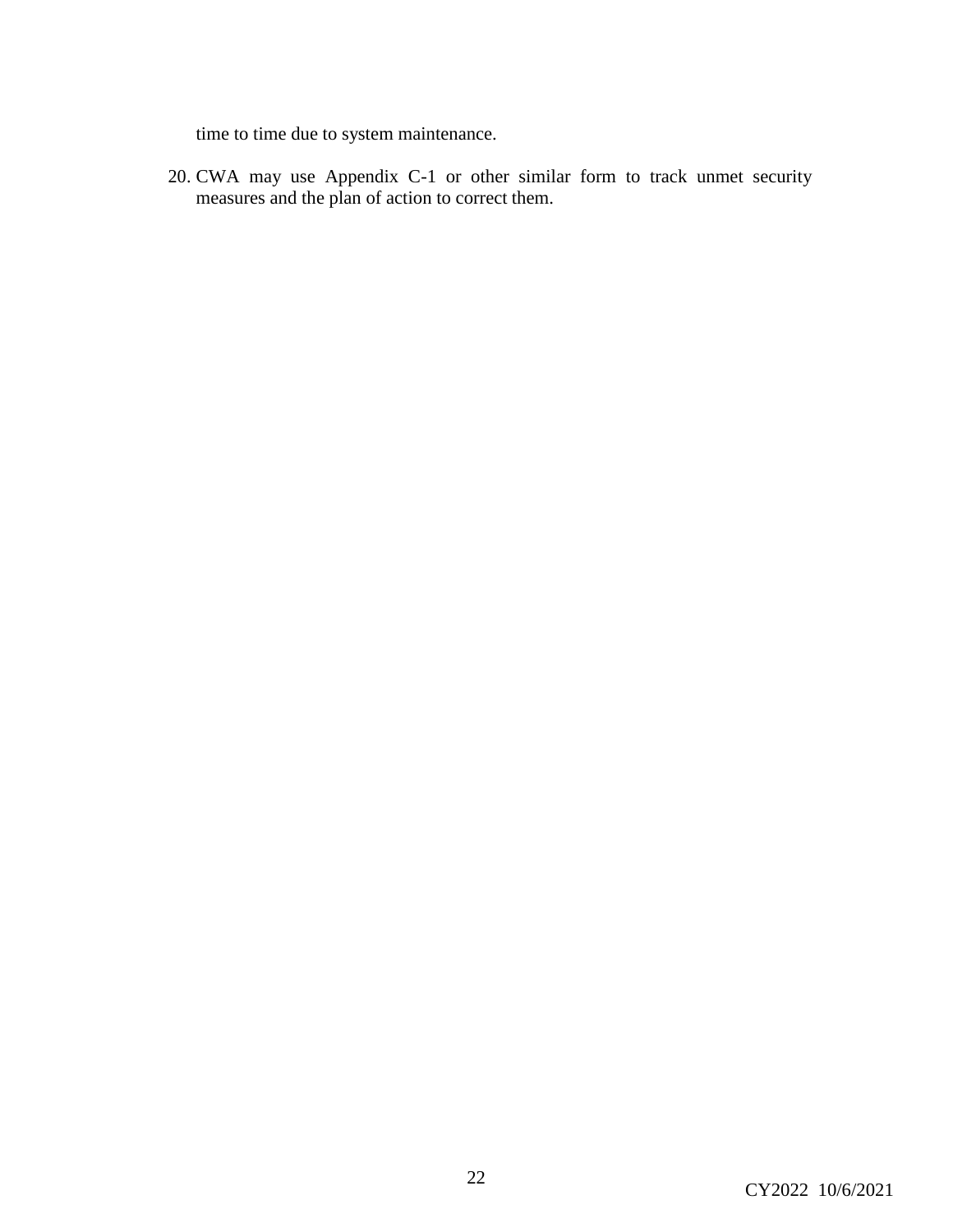time to time due to system maintenance.

20. CWA may use Appendix C-1 or other similar form to track unmet security measures and the plan of action to correct them.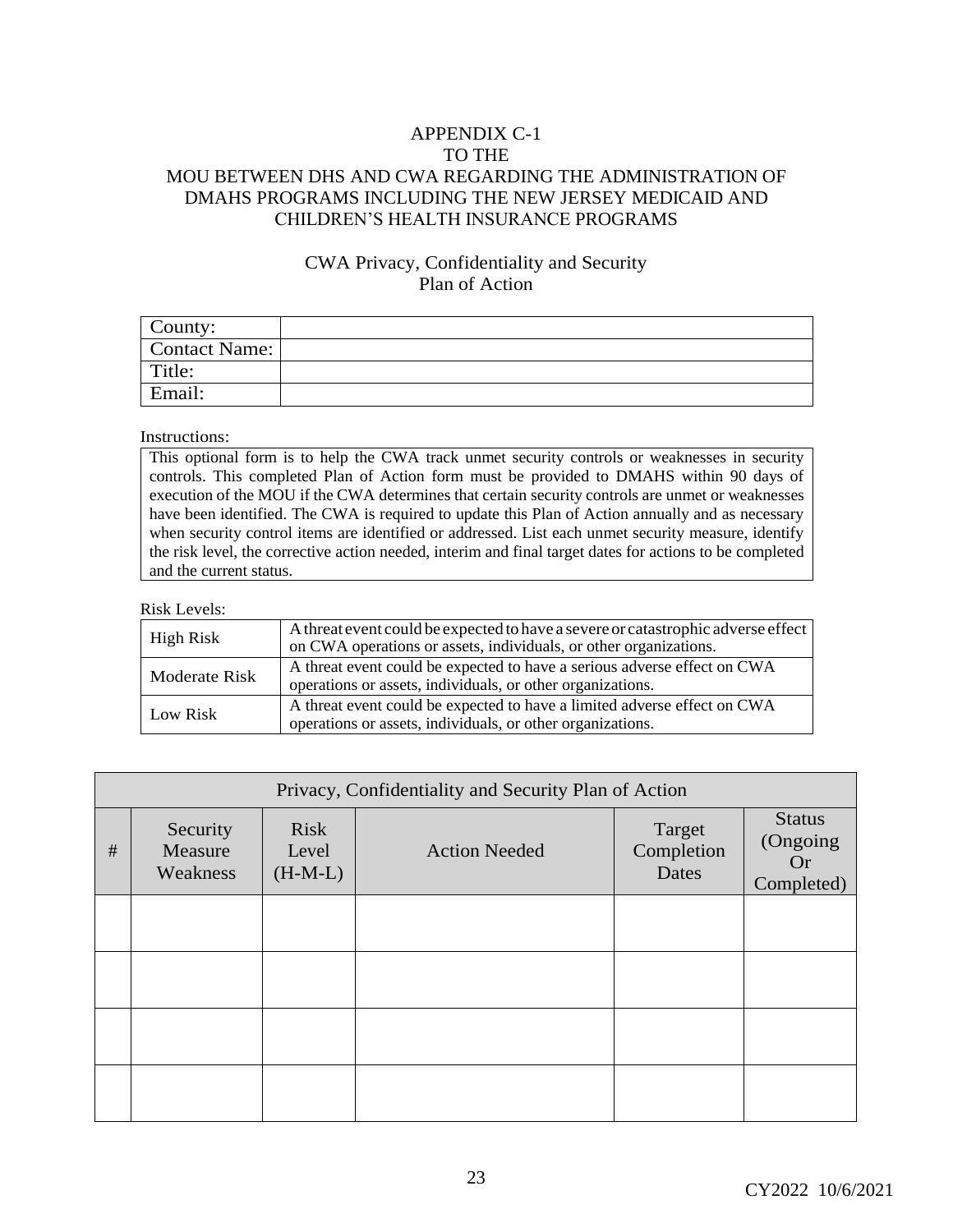# APPENDIX C-1
# TO THE
# MOU BETWEEN DHS AND CWA REGARDING THE ADMINISTRATION OF DMAHS PROGRAMS INCLUDING THE NEW JERSEY MEDICAID AND CHILDREN'S HEALTH INSURANCE PROGRAMS

## CWA Privacy, Confidentiality and Security Plan of Action

| | |
|---|---|
| County: | |
| Contact Name: | |
| Title: | |
| Email: | |

Instructions:

This optional form is to help the CWA track unmet security controls or weaknesses in security controls. This completed Plan of Action form must be provided to DMAHS within 90 days of execution of the MOU if the CWA determines that certain security controls are unmet or weaknesses have been identified. The CWA is required to update this Plan of Action annually and as necessary when security control items are identified or addressed. List each unmet security measure, identify the risk level, the corrective action needed, interim and final target dates for actions to be completed and the current status.

Risk Levels:

| | |
|---|---|
| High Risk | A threat event could be expected to have a severe or catastrophic adverse effect on CWA operations or assets, individuals, or other organizations. |
| Moderate Risk | A threat event could be expected to have a serious adverse effect on CWA operations or assets, individuals, or other organizations. |
| Low Risk | A threat event could be expected to have a limited adverse effect on CWA operations or assets, individuals, or other organizations. |

| Privacy, Confidentiality and Security Plan of Action | | | | | |
|---|---|---|---|---|---|
| # | Security Measure Weakness | Risk Level (H-M-L) | Action Needed | Target Completion Dates | Status (Ongoing Or Completed) |
| | | | | | |
| | | | | | |
| | | | | | |
| | | | | | |

CY2022 10/6/2021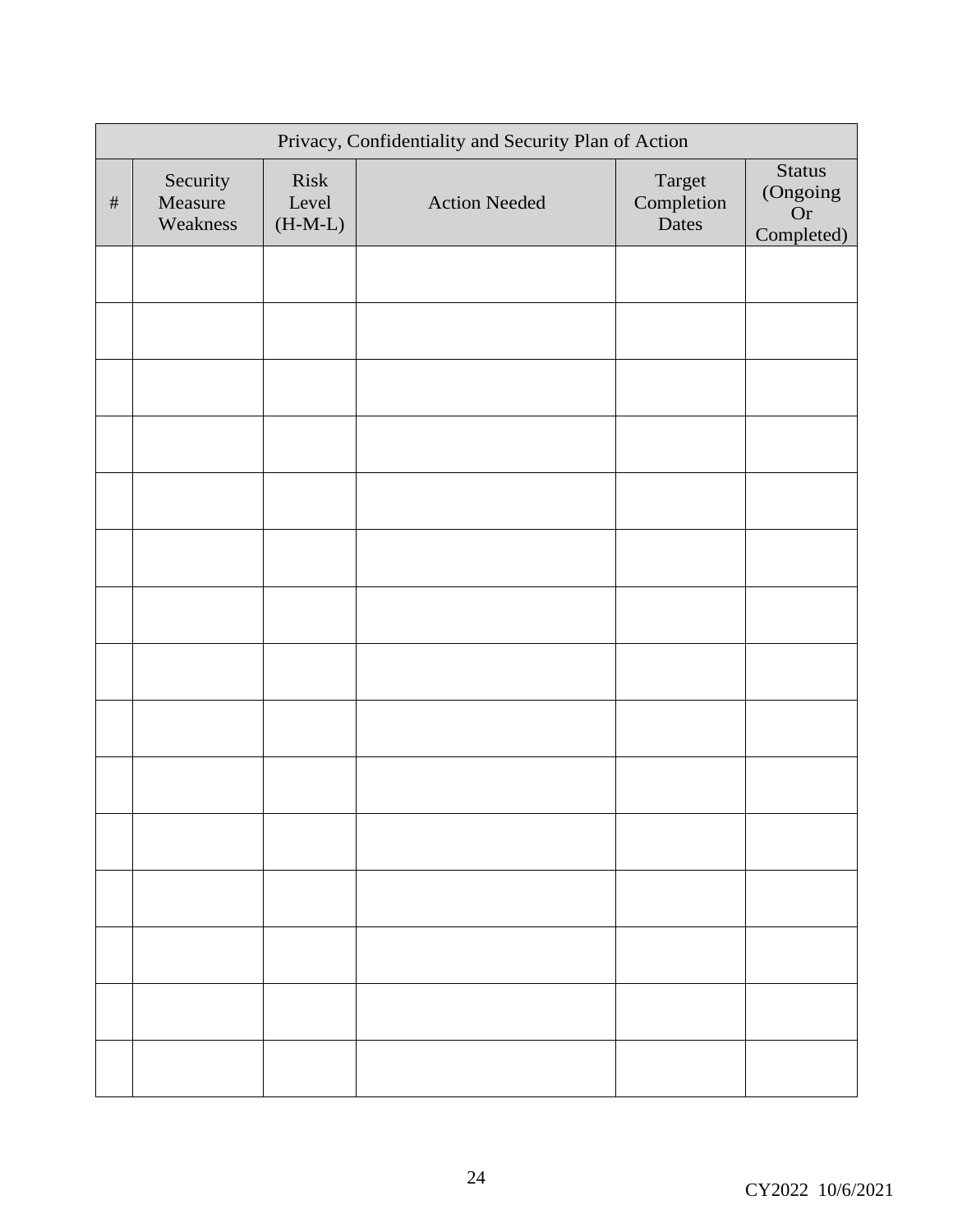| Privacy, Confidentiality and Security Plan of Action | | | | | |
|---|---|---|---|---|---|
| # | Security Measure Weakness | Risk Level (H-M-L) | Action Needed | Target Completion Dates | Status (Ongoing Or Completed) |
| | | | | | |
| | | | | | |
| | | | | | |
| | | | | | |
| | | | | | |
| | | | | | |
| | | | | | |
| | | | | | |
| | | | | | |
| | | | | | |
| | | | | | |
| | | | | | |
| | | | | | |
| | | | | | |
| | | | | | |